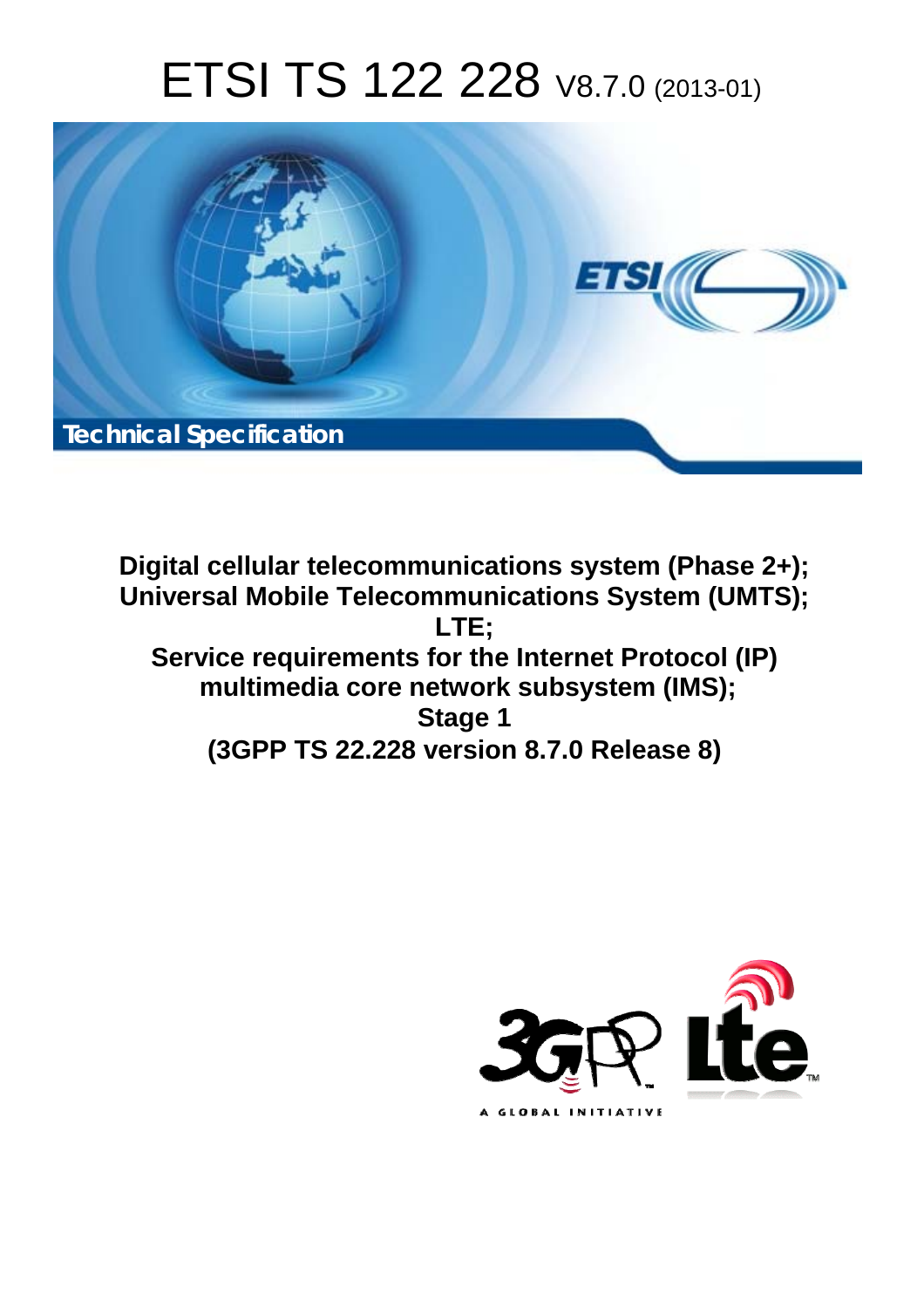# ETSI TS 122 228 V8.7.0 (2013-01)

Technical Specification

**Digital cellular telecommunications system (Phase 2+);**
**Universal Mobile Telecommunications System (UMTS);**
**LTE;**
**Service requirements for the Internet Protocol (IP) multimedia core network subsystem (IMS);**
**Stage 1**
**(3GPP TS 22.228 version 8.7.0 Release 8)**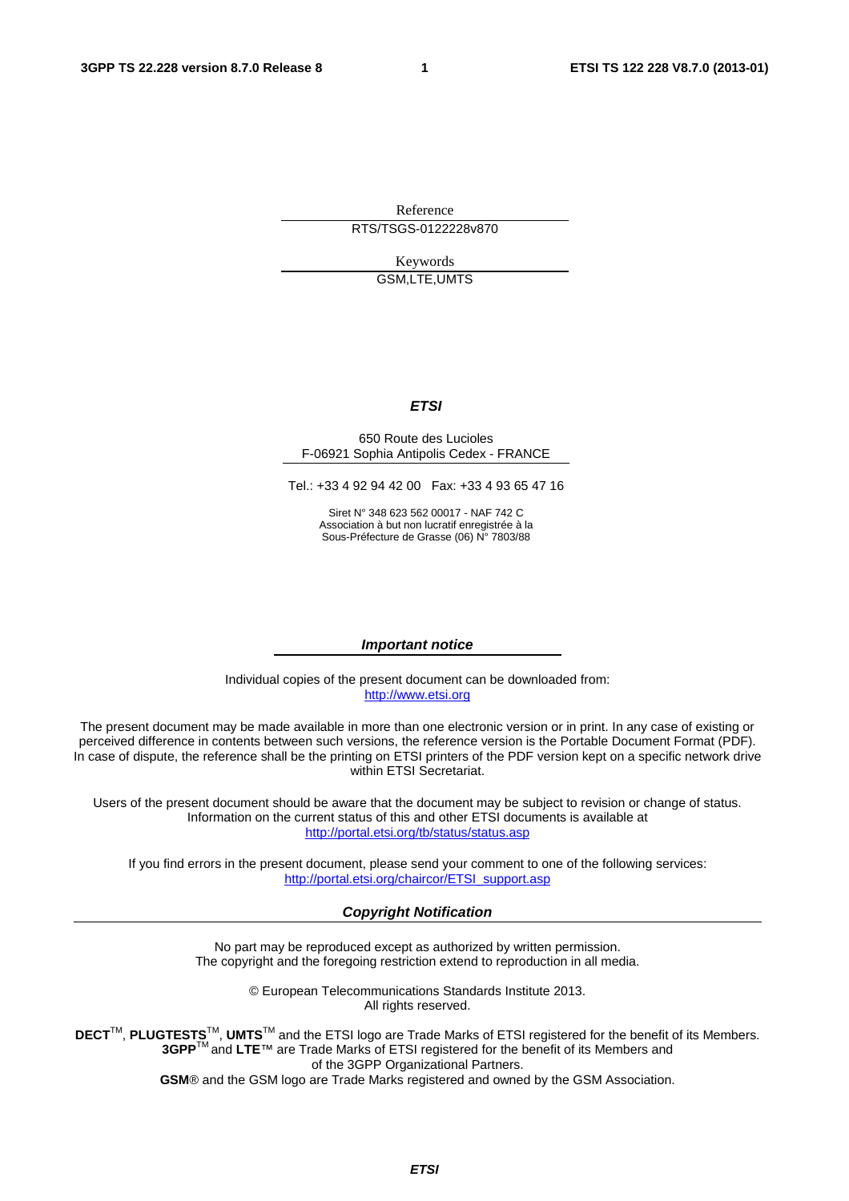Reference

RTS/TSGS-0122228v870

Keywords

GSM,LTE,UMTS

***ETSI***

650 Route des Lucioles
F-06921 Sophia Antipolis Cedex - FRANCE

Tel.: +33 4 92 94 42 00 Fax: +33 4 93 65 47 16

Siret N° 348 623 562 00017 - NAF 742 C
Association à but non lucratif enregistrée à la
Sous-Préfecture de Grasse (06) N° 7803/88

***Important notice***

Individual copies of the present document can be downloaded from:
http://www.etsi.org

The present document may be made available in more than one electronic version or in print. In any case of existing or perceived difference in contents between such versions, the reference version is the Portable Document Format (PDF). In case of dispute, the reference shall be the printing on ETSI printers of the PDF version kept on a specific network drive within ETSI Secretariat.

Users of the present document should be aware that the document may be subject to revision or change of status. Information on the current status of this and other ETSI documents is available at
http://portal.etsi.org/tb/status/status.asp

If you find errors in the present document, please send your comment to one of the following services:
http://portal.etsi.org/chaircor/ETSI_support.asp

***Copyright Notification***

No part may be reproduced except as authorized by written permission.
The copyright and the foregoing restriction extend to reproduction in all media.

© European Telecommunications Standards Institute 2013.
All rights reserved.

**DECT**™, **PLUGTESTS**™, **UMTS**™ and the ETSI logo are Trade Marks of ETSI registered for the benefit of its Members.
**3GPP**™ and **LTE**™ are Trade Marks of ETSI registered for the benefit of its Members and
of the 3GPP Organizational Partners.
**GSM**® and the GSM logo are Trade Marks registered and owned by the GSM Association.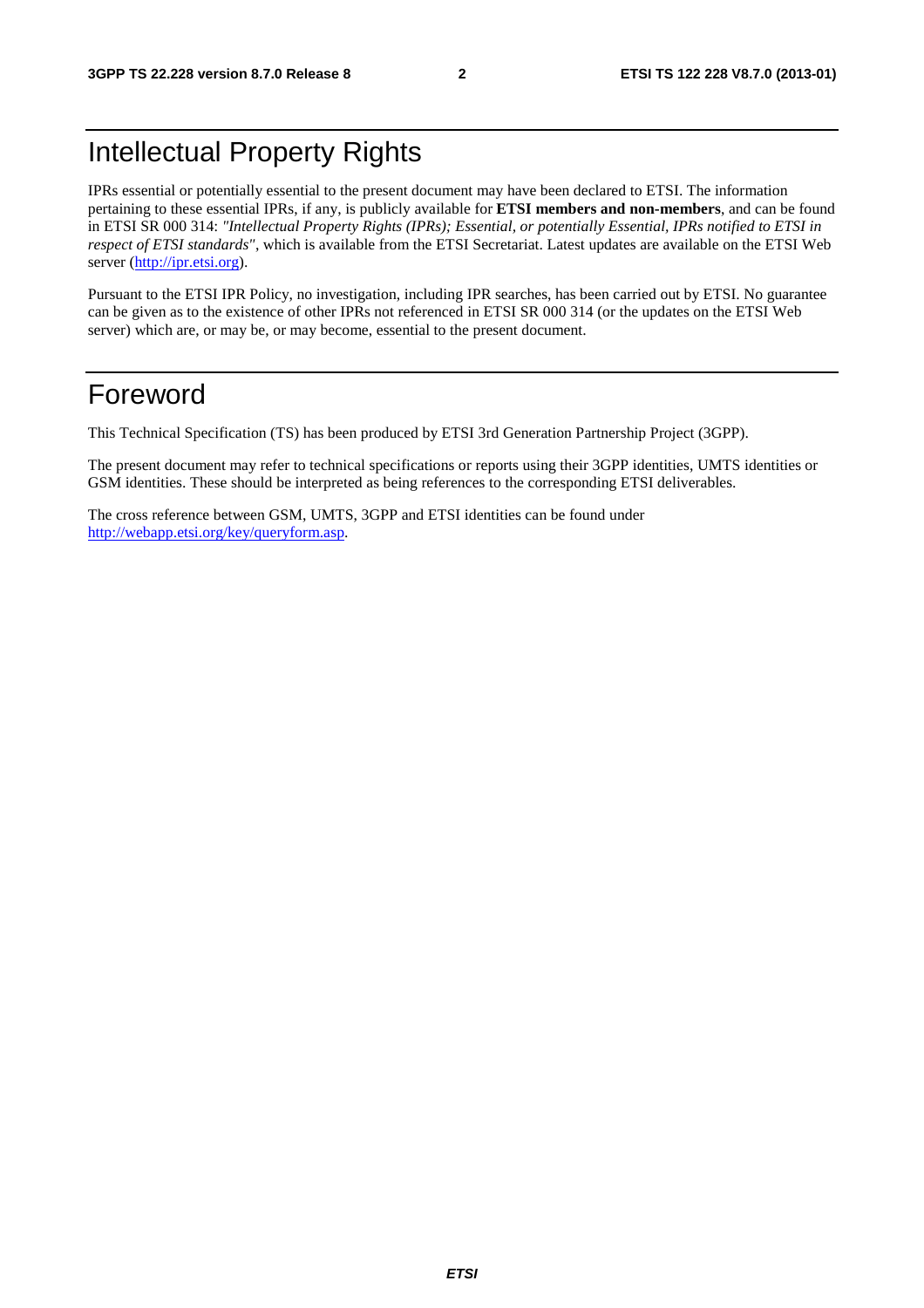# Intellectual Property Rights

IPRs essential or potentially essential to the present document may have been declared to ETSI. The information pertaining to these essential IPRs, if any, is publicly available for **ETSI members and non-members**, and can be found in ETSI SR 000 314: *"Intellectual Property Rights (IPRs); Essential, or potentially Essential, IPRs notified to ETSI in respect of ETSI standards"*, which is available from the ETSI Secretariat. Latest updates are available on the ETSI Web server (http://ipr.etsi.org).

Pursuant to the ETSI IPR Policy, no investigation, including IPR searches, has been carried out by ETSI. No guarantee can be given as to the existence of other IPRs not referenced in ETSI SR 000 314 (or the updates on the ETSI Web server) which are, or may be, or may become, essential to the present document.

# Foreword

This Technical Specification (TS) has been produced by ETSI 3rd Generation Partnership Project (3GPP).

The present document may refer to technical specifications or reports using their 3GPP identities, UMTS identities or GSM identities. These should be interpreted as being references to the corresponding ETSI deliverables.

The cross reference between GSM, UMTS, 3GPP and ETSI identities can be found under http://webapp.etsi.org/key/queryform.asp.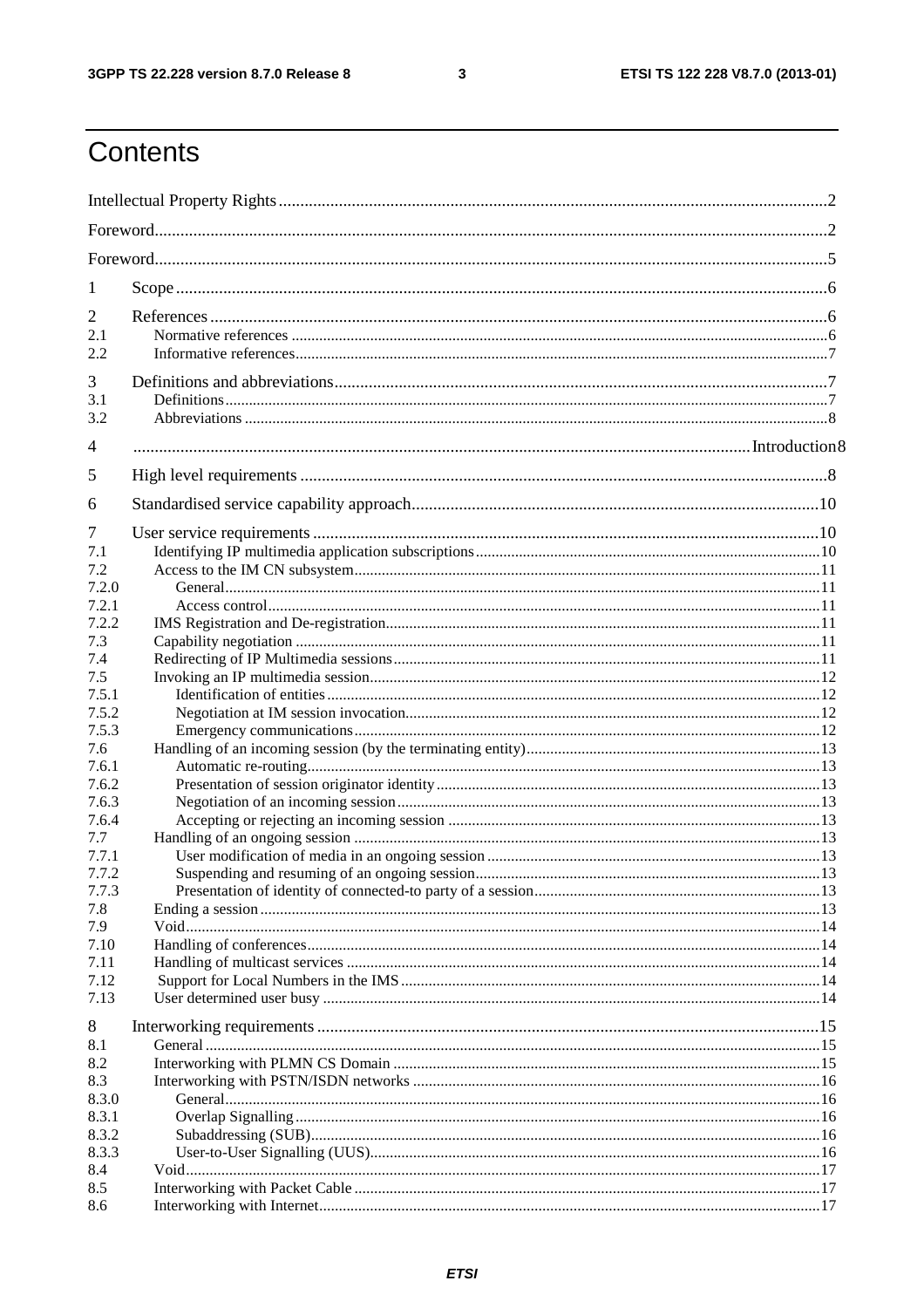# Contents

Intellectual Property Rights ........................................................................................................................2

Foreword.....................................................................................................................................................2

Foreword.....................................................................................................................................................5

1 Scope .......................................................................................................................................................6

2 References ...............................................................................................................................................6
2.1 Normative references ...............................................................................................................................6
2.2 Informative references...............................................................................................................................7

3 Definitions and abbreviations...................................................................................................................7
3.1 Definitions..................................................................................................................................................7
3.2 Abbreviations ............................................................................................................................................8

4 ..................................................................................................................................................Introduction8

5 High level requirements ...........................................................................................................................8

6 Standardised service capability approach...............................................................................................10

7 User service requirements ......................................................................................................................10
7.1 Identifying IP multimedia application subscriptions...............................................................................10
7.2 Access to the IM CN subsystem...............................................................................................................11
7.2.0 General...............................................................................................................................................11
7.2.1 Access control.....................................................................................................................................11
7.2.2 IMS Registration and De-registration.....................................................................................................11
7.3 Capability negotiation ...............................................................................................................................11
7.4 Redirecting of IP Multimedia sessions......................................................................................................11
7.5 Invoking an IP multimedia session............................................................................................................12
7.5.1 Identification of entities.......................................................................................................................12
7.5.2 Negotiation at IM session invocation....................................................................................................12
7.5.3 Emergency communications...............................................................................................................12
7.6 Handling of an incoming session (by the terminating entity)......................................................................13
7.6.1 Automatic re-routing............................................................................................................................13
7.6.2 Presentation of session originator identity............................................................................................13
7.6.3 Negotiation of an incoming session......................................................................................................13
7.6.4 Accepting or rejecting an incoming session .........................................................................................13
7.7 Handling of an ongoing session ................................................................................................................13
7.7.1 User modification of media in an ongoing session ................................................................................13
7.7.2 Suspending and resuming of an ongoing session...................................................................................13
7.7.3 Presentation of identity of connected-to party of a session.....................................................................13
7.8 Ending a session........................................................................................................................................13
7.9 Void..........................................................................................................................................................14
7.10 Handling of conferences............................................................................................................................14
7.11 Handling of multicast services ..................................................................................................................14
7.12 Support for Local Numbers in the IMS.......................................................................................................14
7.13 User determined user busy ........................................................................................................................14

8 Interworking requirements .....................................................................................................................15
8.1 General .....................................................................................................................................................15
8.2 Interworking with PLMN CS Domain .......................................................................................................15
8.3 Interworking with PSTN/ISDN networks ..................................................................................................16
8.3.0 General...............................................................................................................................................16
8.3.1 Overlap Signalling...............................................................................................................................16
8.3.2 Subaddressing (SUB)...........................................................................................................................16
8.3.3 User-to-User Signalling (UUS).............................................................................................................16
8.4 Void..........................................................................................................................................................17
8.5 Interworking with Packet Cable ................................................................................................................17
8.6 Interworking with Internet.........................................................................................................................17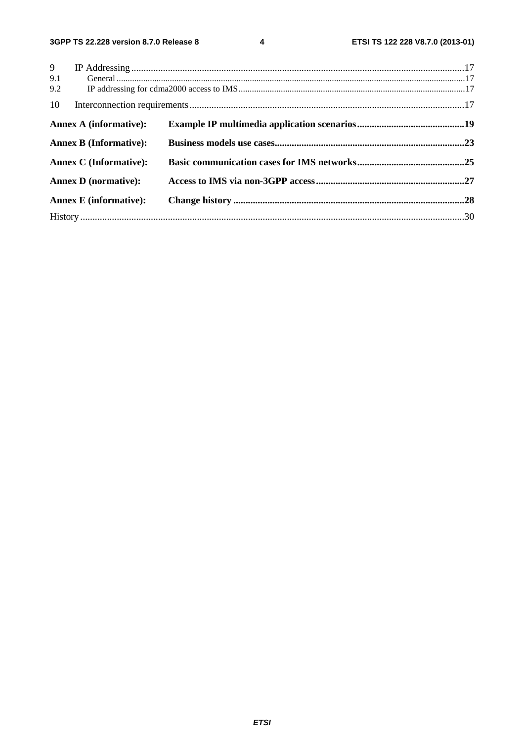9 IP Addressing ........................................................................................................................................17
9.1 General ..............................................................................................................................................17
9.2 IP addressing for cdma2000 access to IMS .......................................................................................17

10 Interconnection requirements ................................................................................................................17

**Annex A (informative): Example IP multimedia application scenarios ............................................19**

**Annex B (Informative): Business models use cases.............................................................................23**

**Annex C (Informative): Basic communication cases for IMS networks ............................................25**

**Annex D (normative): Access to IMS via non-3GPP access ............................................................27**

**Annex E (informative): Change history ..............................................................................................28**

History ............................................................................................................................................................30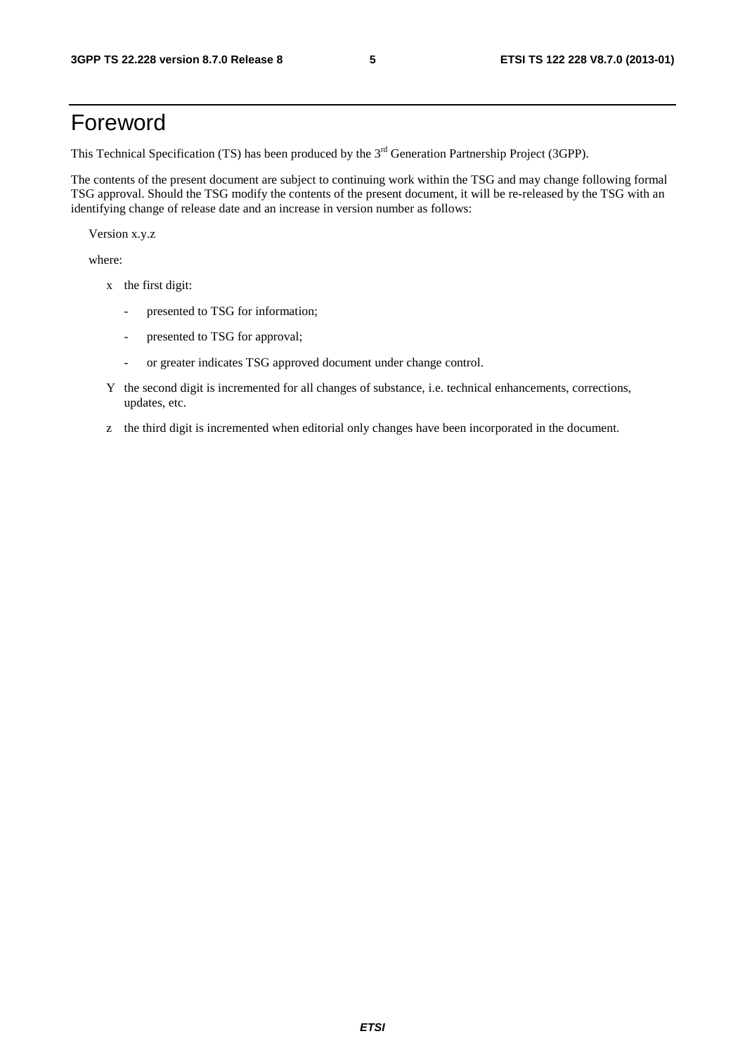# Foreword

This Technical Specification (TS) has been produced by the 3rd Generation Partnership Project (3GPP).

The contents of the present document are subject to continuing work within the TSG and may change following formal TSG approval. Should the TSG modify the contents of the present document, it will be re-released by the TSG with an identifying change of release date and an increase in version number as follows:

Version x.y.z

where:

- x the first digit:
  - presented to TSG for information;
  - presented to TSG for approval;
  - or greater indicates TSG approved document under change control.
- Y the second digit is incremented for all changes of substance, i.e. technical enhancements, corrections, updates, etc.
- z the third digit is incremented when editorial only changes have been incorporated in the document.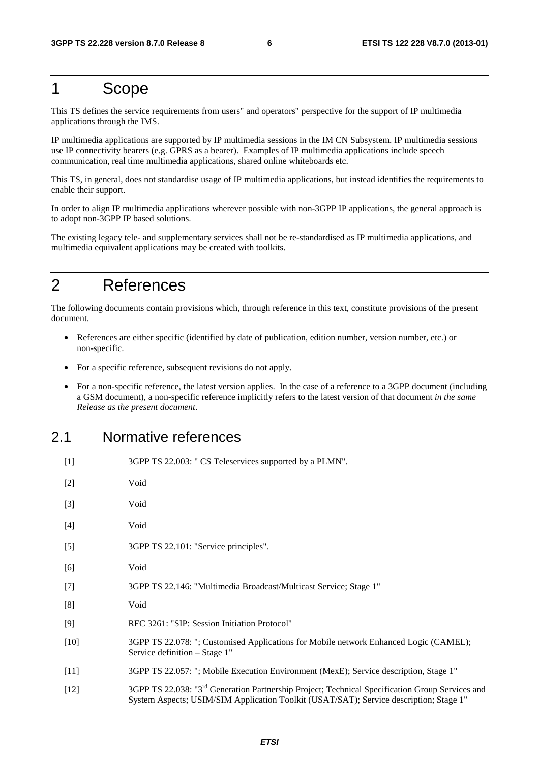# 1 Scope

This TS defines the service requirements from users" and operators" perspective for the support of IP multimedia applications through the IMS.

IP multimedia applications are supported by IP multimedia sessions in the IM CN Subsystem. IP multimedia sessions use IP connectivity bearers (e.g. GPRS as a bearer). Examples of IP multimedia applications include speech communication, real time multimedia applications, shared online whiteboards etc.

This TS, in general, does not standardise usage of IP multimedia applications, but instead identifies the requirements to enable their support.

In order to align IP multimedia applications wherever possible with non-3GPP IP applications, the general approach is to adopt non-3GPP IP based solutions.

The existing legacy tele- and supplementary services shall not be re-standardised as IP multimedia applications, and multimedia equivalent applications may be created with toolkits.

# 2 References

The following documents contain provisions which, through reference in this text, constitute provisions of the present document.

- References are either specific (identified by date of publication, edition number, version number, etc.) or non-specific.
- For a specific reference, subsequent revisions do not apply.
- For a non-specific reference, the latest version applies. In the case of a reference to a 3GPP document (including a GSM document), a non-specific reference implicitly refers to the latest version of that document *in the same Release as the present document*.

## 2.1 Normative references

[1] 3GPP TS 22.003: " CS Teleservices supported by a PLMN".

[2] Void

[3] Void

[4] Void

[5] 3GPP TS 22.101: "Service principles".

[6] Void

[7] 3GPP TS 22.146: "Multimedia Broadcast/Multicast Service; Stage 1"

[8] Void

[9] RFC 3261: "SIP: Session Initiation Protocol"

[10] 3GPP TS 22.078: "; Customised Applications for Mobile network Enhanced Logic (CAMEL); Service definition – Stage 1"

[11] 3GPP TS 22.057: "; Mobile Execution Environment (MexE); Service description, Stage 1"

[12] 3GPP TS 22.038: "3rd Generation Partnership Project; Technical Specification Group Services and System Aspects; USIM/SIM Application Toolkit (USAT/SAT); Service description; Stage 1"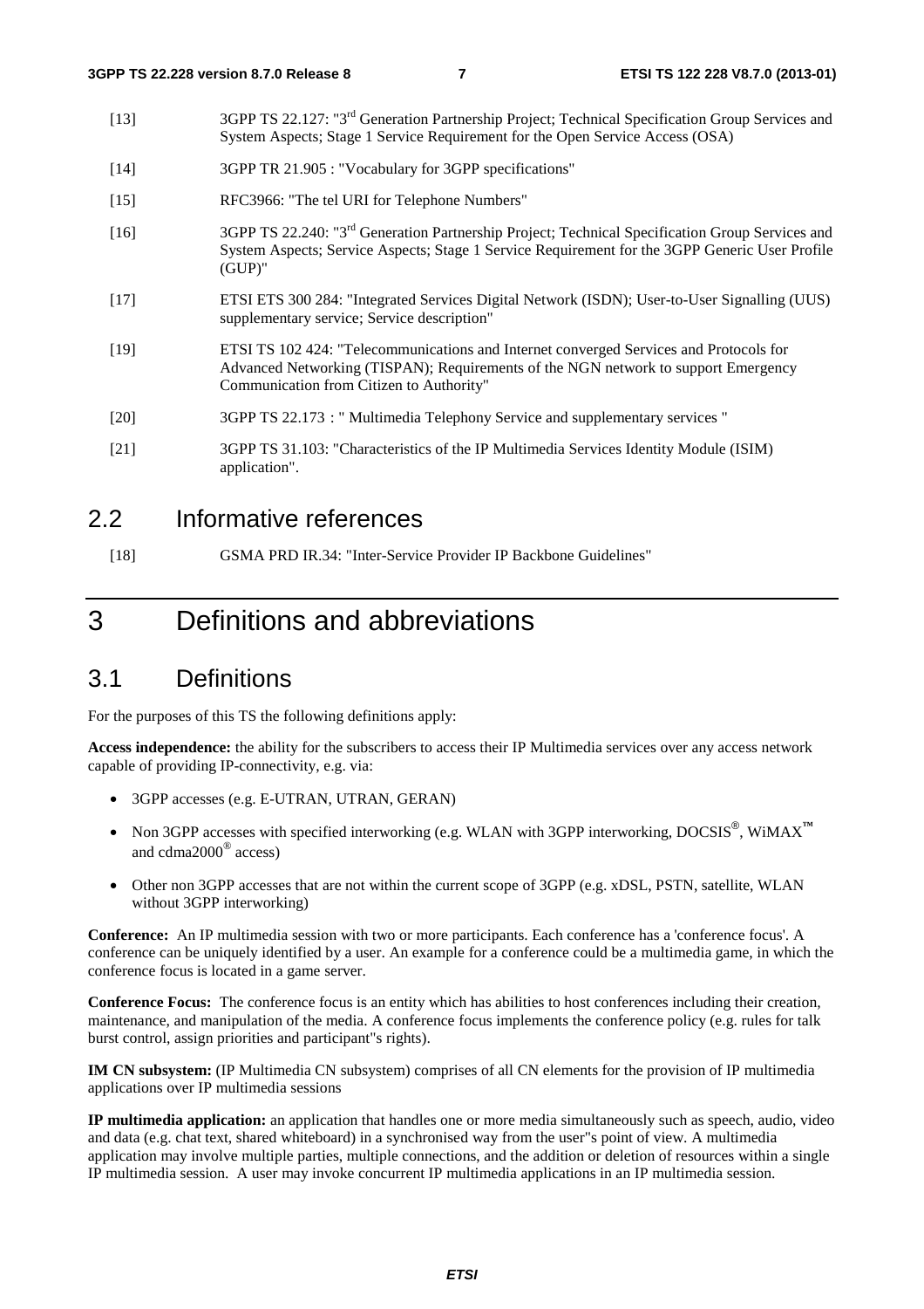[13] 3GPP TS 22.127: "3rd Generation Partnership Project; Technical Specification Group Services and System Aspects; Stage 1 Service Requirement for the Open Service Access (OSA)

[14] 3GPP TR 21.905 : "Vocabulary for 3GPP specifications"

[15] RFC3966: "The tel URI for Telephone Numbers"

[16] 3GPP TS 22.240: "3rd Generation Partnership Project; Technical Specification Group Services and System Aspects; Service Aspects; Stage 1 Service Requirement for the 3GPP Generic User Profile (GUP)"

[17] ETSI ETS 300 284: "Integrated Services Digital Network (ISDN); User-to-User Signalling (UUS) supplementary service; Service description"

[19] ETSI TS 102 424: "Telecommunications and Internet converged Services and Protocols for Advanced Networking (TISPAN); Requirements of the NGN network to support Emergency Communication from Citizen to Authority"

[20] 3GPP TS 22.173 : " Multimedia Telephony Service and supplementary services "

[21] 3GPP TS 31.103: "Characteristics of the IP Multimedia Services Identity Module (ISIM) application".

## 2.2 Informative references

[18] GSMA PRD IR.34: "Inter-Service Provider IP Backbone Guidelines"

# 3 Definitions and abbreviations

## 3.1 Definitions

For the purposes of this TS the following definitions apply:

**Access independence:** the ability for the subscribers to access their IP Multimedia services over any access network capable of providing IP-connectivity, e.g. via:

- 3GPP accesses (e.g. E-UTRAN, UTRAN, GERAN)
- Non 3GPP accesses with specified interworking (e.g. WLAN with 3GPP interworking, DOCSIS®, WiMAX™ and cdma2000® access)
- Other non 3GPP accesses that are not within the current scope of 3GPP (e.g. xDSL, PSTN, satellite, WLAN without 3GPP interworking)

**Conference:** An IP multimedia session with two or more participants. Each conference has a 'conference focus'. A conference can be uniquely identified by a user. An example for a conference could be a multimedia game, in which the conference focus is located in a game server.

**Conference Focus:** The conference focus is an entity which has abilities to host conferences including their creation, maintenance, and manipulation of the media. A conference focus implements the conference policy (e.g. rules for talk burst control, assign priorities and participant"s rights).

**IM CN subsystem:** (IP Multimedia CN subsystem) comprises of all CN elements for the provision of IP multimedia applications over IP multimedia sessions

**IP multimedia application:** an application that handles one or more media simultaneously such as speech, audio, video and data (e.g. chat text, shared whiteboard) in a synchronised way from the user"s point of view. A multimedia application may involve multiple parties, multiple connections, and the addition or deletion of resources within a single IP multimedia session. A user may invoke concurrent IP multimedia applications in an IP multimedia session.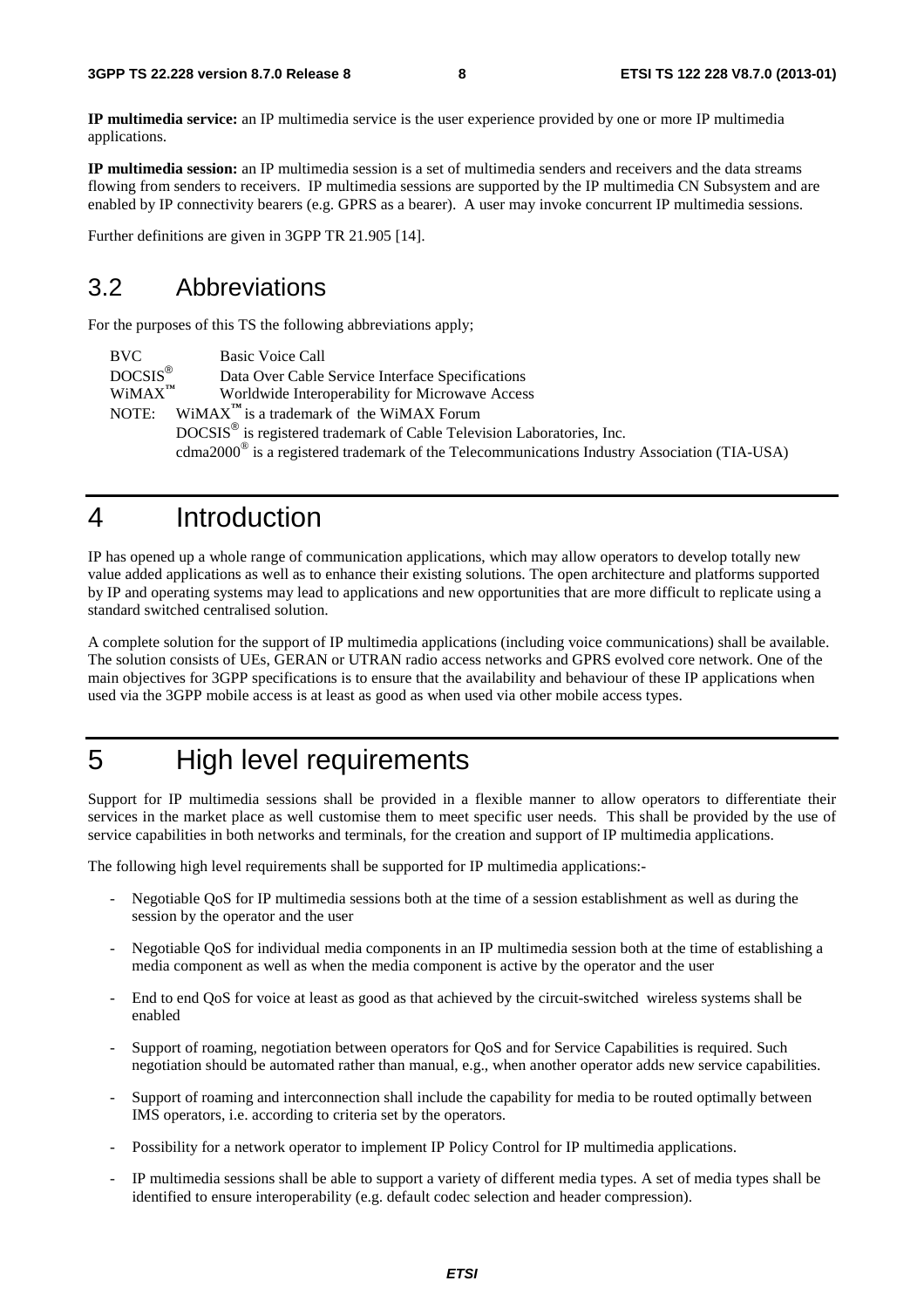**IP multimedia service:** an IP multimedia service is the user experience provided by one or more IP multimedia applications.

**IP multimedia session:** an IP multimedia session is a set of multimedia senders and receivers and the data streams flowing from senders to receivers. IP multimedia sessions are supported by the IP multimedia CN Subsystem and are enabled by IP connectivity bearers (e.g. GPRS as a bearer). A user may invoke concurrent IP multimedia sessions.

Further definitions are given in 3GPP TR 21.905 [14].

## 3.2 Abbreviations

For the purposes of this TS the following abbreviations apply;

BVC	Basic Voice Call
DOCSIS®	Data Over Cable Service Interface Specifications
WiMAX™	Worldwide Interoperability for Microwave Access

NOTE:	WiMAX™ is a trademark of the WiMAX Forum
DOCSIS® is registered trademark of Cable Television Laboratories, Inc.
cdma2000® is a registered trademark of the Telecommunications Industry Association (TIA-USA)

# 4 Introduction

IP has opened up a whole range of communication applications, which may allow operators to develop totally new value added applications as well as to enhance their existing solutions. The open architecture and platforms supported by IP and operating systems may lead to applications and new opportunities that are more difficult to replicate using a standard switched centralised solution.

A complete solution for the support of IP multimedia applications (including voice communications) shall be available. The solution consists of UEs, GERAN or UTRAN radio access networks and GPRS evolved core network. One of the main objectives for 3GPP specifications is to ensure that the availability and behaviour of these IP applications when used via the 3GPP mobile access is at least as good as when used via other mobile access types.

# 5 High level requirements

Support for IP multimedia sessions shall be provided in a flexible manner to allow operators to differentiate their services in the market place as well customise them to meet specific user needs. This shall be provided by the use of service capabilities in both networks and terminals, for the creation and support of IP multimedia applications.

The following high level requirements shall be supported for IP multimedia applications:-

- Negotiable QoS for IP multimedia sessions both at the time of a session establishment as well as during the session by the operator and the user
- Negotiable QoS for individual media components in an IP multimedia session both at the time of establishing a media component as well as when the media component is active by the operator and the user
- End to end QoS for voice at least as good as that achieved by the circuit-switched wireless systems shall be enabled
- Support of roaming, negotiation between operators for QoS and for Service Capabilities is required. Such negotiation should be automated rather than manual, e.g., when another operator adds new service capabilities.
- Support of roaming and interconnection shall include the capability for media to be routed optimally between IMS operators, i.e. according to criteria set by the operators.
- Possibility for a network operator to implement IP Policy Control for IP multimedia applications.
- IP multimedia sessions shall be able to support a variety of different media types. A set of media types shall be identified to ensure interoperability (e.g. default codec selection and header compression).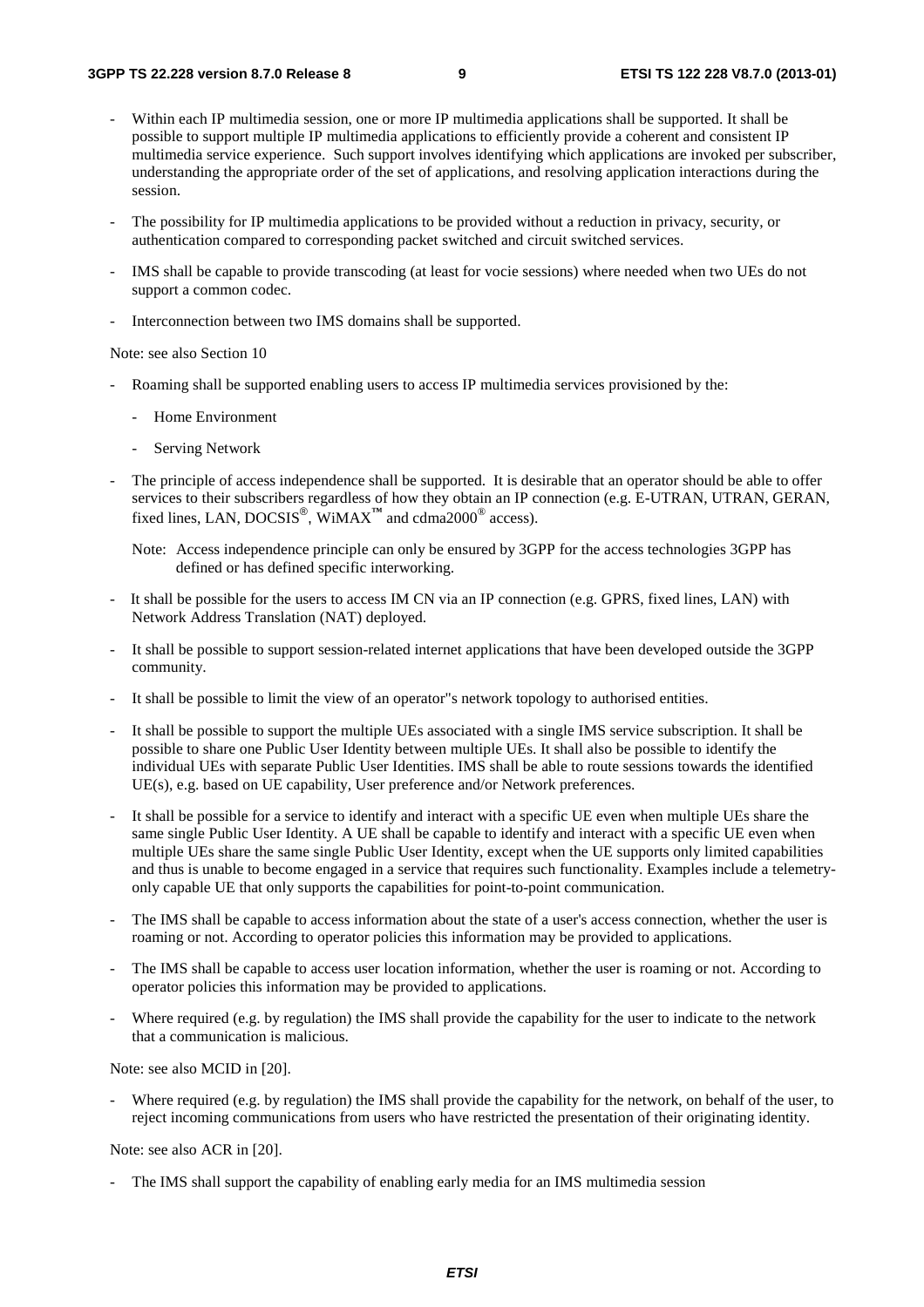- Within each IP multimedia session, one or more IP multimedia applications shall be supported. It shall be possible to support multiple IP multimedia applications to efficiently provide a coherent and consistent IP multimedia service experience. Such support involves identifying which applications are invoked per subscriber, understanding the appropriate order of the set of applications, and resolving application interactions during the session.

- The possibility for IP multimedia applications to be provided without a reduction in privacy, security, or authentication compared to corresponding packet switched and circuit switched services.

- IMS shall be capable to provide transcoding (at least for vocie sessions) where needed when two UEs do not support a common codec.

- Interconnection between two IMS domains shall be supported.

Note: see also Section 10

- Roaming shall be supported enabling users to access IP multimedia services provisioned by the:
  - Home Environment
  - Serving Network

- The principle of access independence shall be supported. It is desirable that an operator should be able to offer services to their subscribers regardless of how they obtain an IP connection (e.g. E-UTRAN, UTRAN, GERAN, fixed lines, LAN, DOCSIS®, WiMAX™ and cdma2000® access).

  Note: Access independence principle can only be ensured by 3GPP for the access technologies 3GPP has defined or has defined specific interworking.

- It shall be possible for the users to access IM CN via an IP connection (e.g. GPRS, fixed lines, LAN) with Network Address Translation (NAT) deployed.

- It shall be possible to support session-related internet applications that have been developed outside the 3GPP community.

- It shall be possible to limit the view of an operator"s network topology to authorised entities.

- It shall be possible to support the multiple UEs associated with a single IMS service subscription. It shall be possible to share one Public User Identity between multiple UEs. It shall also be possible to identify the individual UEs with separate Public User Identities. IMS shall be able to route sessions towards the identified UE(s), e.g. based on UE capability, User preference and/or Network preferences.

- It shall be possible for a service to identify and interact with a specific UE even when multiple UEs share the same single Public User Identity. A UE shall be capable to identify and interact with a specific UE even when multiple UEs share the same single Public User Identity, except when the UE supports only limited capabilities and thus is unable to become engaged in a service that requires such functionality. Examples include a telemetry-only capable UE that only supports the capabilities for point-to-point communication.

- The IMS shall be capable to access information about the state of a user's access connection, whether the user is roaming or not. According to operator policies this information may be provided to applications.

- The IMS shall be capable to access user location information, whether the user is roaming or not. According to operator policies this information may be provided to applications.

- Where required (e.g. by regulation) the IMS shall provide the capability for the user to indicate to the network that a communication is malicious.

Note: see also MCID in [20].

- Where required (e.g. by regulation) the IMS shall provide the capability for the network, on behalf of the user, to reject incoming communications from users who have restricted the presentation of their originating identity.

Note: see also ACR in [20].

- The IMS shall support the capability of enabling early media for an IMS multimedia session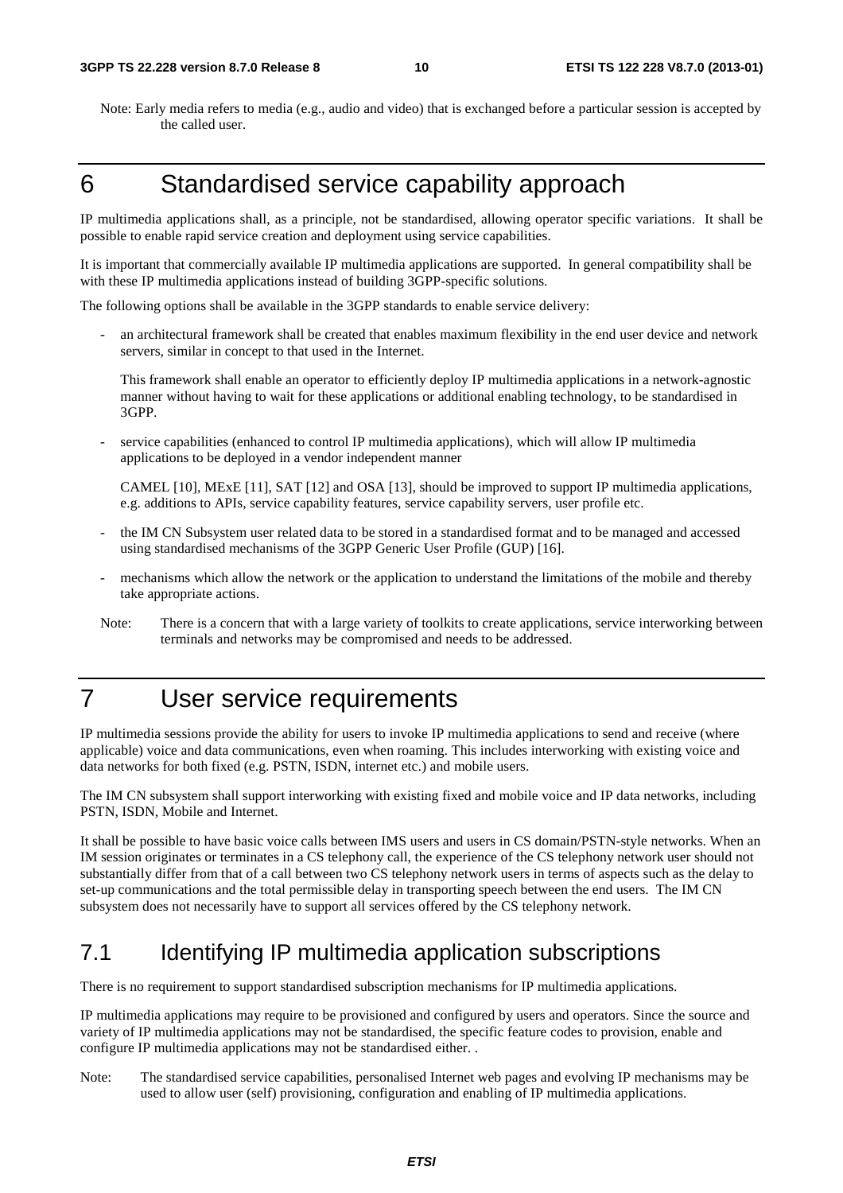Note: Early media refers to media (e.g., audio and video) that is exchanged before a particular session is accepted by the called user.

# 6 Standardised service capability approach

IP multimedia applications shall, as a principle, not be standardised, allowing operator specific variations. It shall be possible to enable rapid service creation and deployment using service capabilities.

It is important that commercially available IP multimedia applications are supported. In general compatibility shall be with these IP multimedia applications instead of building 3GPP-specific solutions.

The following options shall be available in the 3GPP standards to enable service delivery:

- an architectural framework shall be created that enables maximum flexibility in the end user device and network servers, similar in concept to that used in the Internet.

  This framework shall enable an operator to efficiently deploy IP multimedia applications in a network-agnostic manner without having to wait for these applications or additional enabling technology, to be standardised in 3GPP.

- service capabilities (enhanced to control IP multimedia applications), which will allow IP multimedia applications to be deployed in a vendor independent manner

  CAMEL [10], MExE [11], SAT [12] and OSA [13], should be improved to support IP multimedia applications, e.g. additions to APIs, service capability features, service capability servers, user profile etc.

- the IM CN Subsystem user related data to be stored in a standardised format and to be managed and accessed using standardised mechanisms of the 3GPP Generic User Profile (GUP) [16].

- mechanisms which allow the network or the application to understand the limitations of the mobile and thereby take appropriate actions.

Note: There is a concern that with a large variety of toolkits to create applications, service interworking between terminals and networks may be compromised and needs to be addressed.

# 7 User service requirements

IP multimedia sessions provide the ability for users to invoke IP multimedia applications to send and receive (where applicable) voice and data communications, even when roaming. This includes interworking with existing voice and data networks for both fixed (e.g. PSTN, ISDN, internet etc.) and mobile users.

The IM CN subsystem shall support interworking with existing fixed and mobile voice and IP data networks, including PSTN, ISDN, Mobile and Internet.

It shall be possible to have basic voice calls between IMS users and users in CS domain/PSTN-style networks. When an IM session originates or terminates in a CS telephony call, the experience of the CS telephony network user should not substantially differ from that of a call between two CS telephony network users in terms of aspects such as the delay to set-up communications and the total permissible delay in transporting speech between the end users. The IM CN subsystem does not necessarily have to support all services offered by the CS telephony network.

## 7.1 Identifying IP multimedia application subscriptions

There is no requirement to support standardised subscription mechanisms for IP multimedia applications.

IP multimedia applications may require to be provisioned and configured by users and operators. Since the source and variety of IP multimedia applications may not be standardised, the specific feature codes to provision, enable and configure IP multimedia applications may not be standardised either. .

Note: The standardised service capabilities, personalised Internet web pages and evolving IP mechanisms may be used to allow user (self) provisioning, configuration and enabling of IP multimedia applications.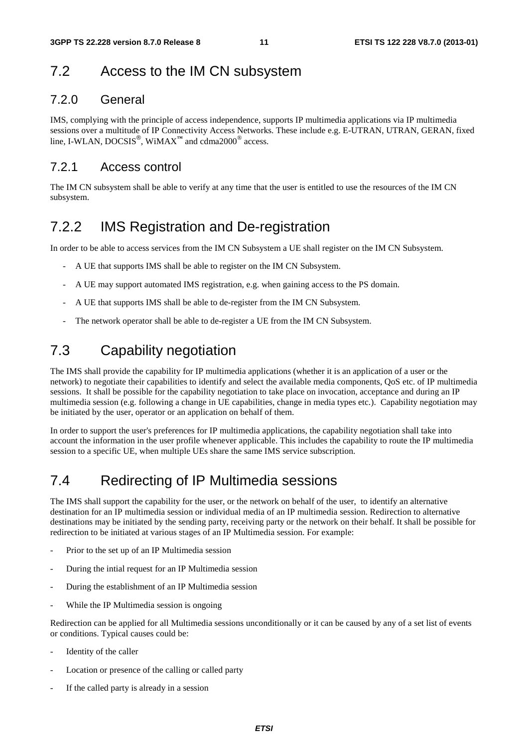## 7.2 Access to the IM CN subsystem

### 7.2.0 General

IMS, complying with the principle of access independence, supports IP multimedia applications via IP multimedia sessions over a multitude of IP Connectivity Access Networks. These include e.g. E-UTRAN, UTRAN, GERAN, fixed line, I-WLAN, DOCSIS®, WiMAX™ and cdma2000® access.

### 7.2.1 Access control

The IM CN subsystem shall be able to verify at any time that the user is entitled to use the resources of the IM CN subsystem.

## 7.2.2 IMS Registration and De-registration

In order to be able to access services from the IM CN Subsystem a UE shall register on the IM CN Subsystem.

- A UE that supports IMS shall be able to register on the IM CN Subsystem.
- A UE may support automated IMS registration, e.g. when gaining access to the PS domain.
- A UE that supports IMS shall be able to de-register from the IM CN Subsystem.
- The network operator shall be able to de-register a UE from the IM CN Subsystem.

## 7.3 Capability negotiation

The IMS shall provide the capability for IP multimedia applications (whether it is an application of a user or the network) to negotiate their capabilities to identify and select the available media components, QoS etc. of IP multimedia sessions. It shall be possible for the capability negotiation to take place on invocation, acceptance and during an IP multimedia session (e.g. following a change in UE capabilities, change in media types etc.). Capability negotiation may be initiated by the user, operator or an application on behalf of them.

In order to support the user's preferences for IP multimedia applications, the capability negotiation shall take into account the information in the user profile whenever applicable. This includes the capability to route the IP multimedia session to a specific UE, when multiple UEs share the same IMS service subscription.

## 7.4 Redirecting of IP Multimedia sessions

The IMS shall support the capability for the user, or the network on behalf of the user, to identify an alternative destination for an IP multimedia session or individual media of an IP multimedia session. Redirection to alternative destinations may be initiated by the sending party, receiving party or the network on their behalf. It shall be possible for redirection to be initiated at various stages of an IP Multimedia session. For example:

- Prior to the set up of an IP Multimedia session
- During the intial request for an IP Multimedia session
- During the establishment of an IP Multimedia session
- While the IP Multimedia session is ongoing

Redirection can be applied for all Multimedia sessions unconditionally or it can be caused by any of a set list of events or conditions. Typical causes could be:

- Identity of the caller
- Location or presence of the calling or called party
- If the called party is already in a session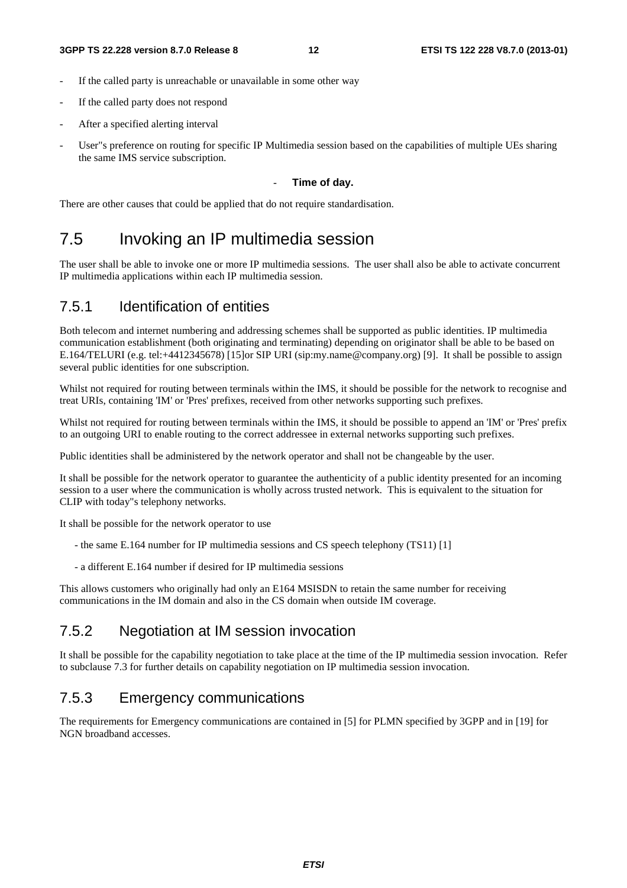- If the called party is unreachable or unavailable in some other way
- If the called party does not respond
- After a specified alerting interval
- User"s preference on routing for specific IP Multimedia session based on the capabilities of multiple UEs sharing the same IMS service subscription.
- **Time of day.**

There are other causes that could be applied that do not require standardisation.

## 7.5 Invoking an IP multimedia session

The user shall be able to invoke one or more IP multimedia sessions. The user shall also be able to activate concurrent IP multimedia applications within each IP multimedia session.

### 7.5.1 Identification of entities

Both telecom and internet numbering and addressing schemes shall be supported as public identities. IP multimedia communication establishment (both originating and terminating) depending on originator shall be able to be based on E.164/TELURI (e.g. tel:+4412345678) [15]or SIP URI (sip:my.name@company.org) [9]. It shall be possible to assign several public identities for one subscription.

Whilst not required for routing between terminals within the IMS, it should be possible for the network to recognise and treat URIs, containing 'IM' or 'Pres' prefixes, received from other networks supporting such prefixes.

Whilst not required for routing between terminals within the IMS, it should be possible to append an 'IM' or 'Pres' prefix to an outgoing URI to enable routing to the correct addressee in external networks supporting such prefixes.

Public identities shall be administered by the network operator and shall not be changeable by the user.

It shall be possible for the network operator to guarantee the authenticity of a public identity presented for an incoming session to a user where the communication is wholly across trusted network. This is equivalent to the situation for CLIP with today"s telephony networks.

It shall be possible for the network operator to use

- the same E.164 number for IP multimedia sessions and CS speech telephony (TS11) [1]
- a different E.164 number if desired for IP multimedia sessions

This allows customers who originally had only an E164 MSISDN to retain the same number for receiving communications in the IM domain and also in the CS domain when outside IM coverage.

### 7.5.2 Negotiation at IM session invocation

It shall be possible for the capability negotiation to take place at the time of the IP multimedia session invocation. Refer to subclause 7.3 for further details on capability negotiation on IP multimedia session invocation.

### 7.5.3 Emergency communications

The requirements for Emergency communications are contained in [5] for PLMN specified by 3GPP and in [19] for NGN broadband accesses.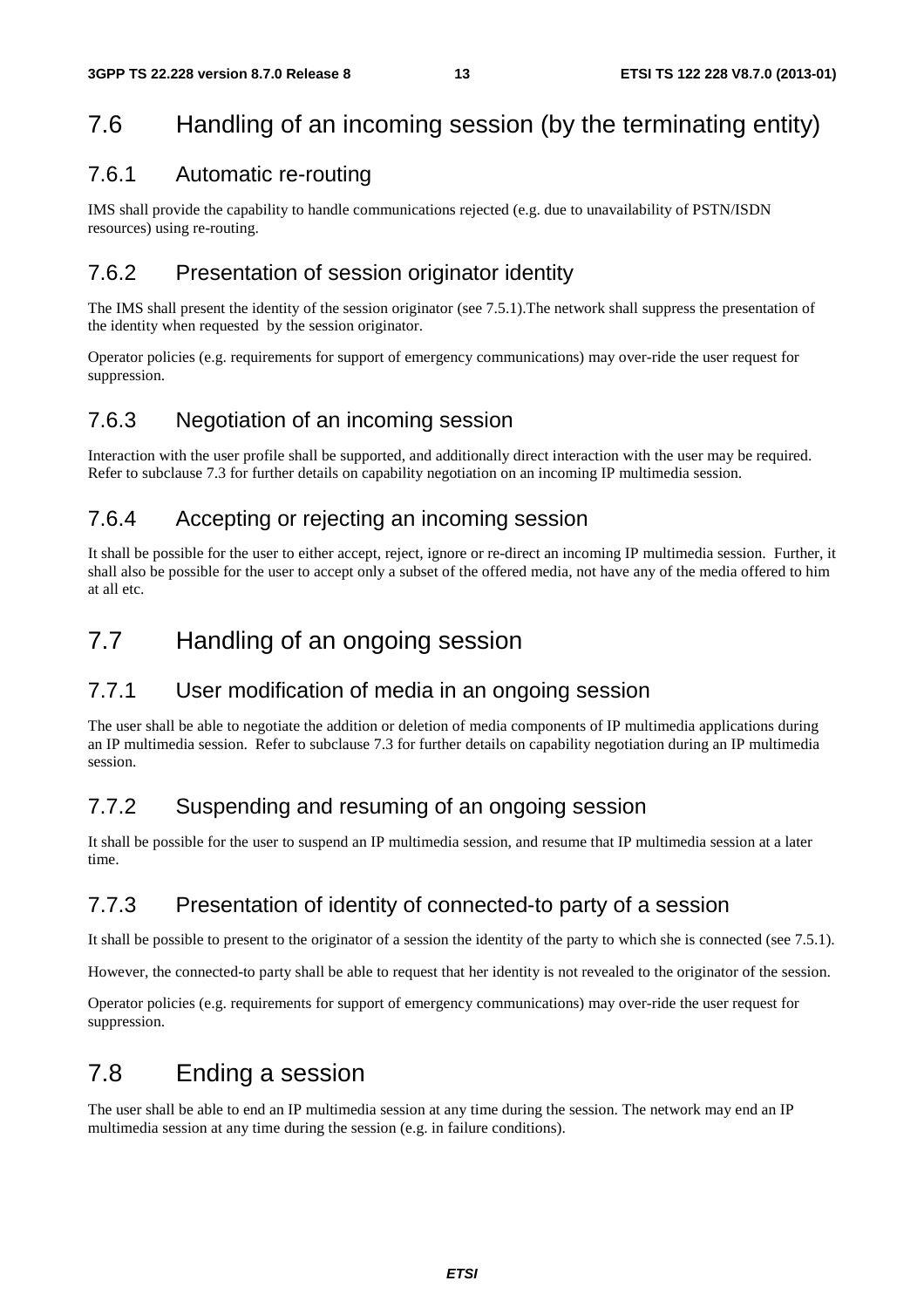## 7.6 Handling of an incoming session (by the terminating entity)

### 7.6.1 Automatic re-routing

IMS shall provide the capability to handle communications rejected (e.g. due to unavailability of PSTN/ISDN resources) using re-routing.

### 7.6.2 Presentation of session originator identity

The IMS shall present the identity of the session originator (see 7.5.1).The network shall suppress the presentation of the identity when requested by the session originator.

Operator policies (e.g. requirements for support of emergency communications) may over-ride the user request for suppression.

### 7.6.3 Negotiation of an incoming session

Interaction with the user profile shall be supported, and additionally direct interaction with the user may be required. Refer to subclause 7.3 for further details on capability negotiation on an incoming IP multimedia session.

### 7.6.4 Accepting or rejecting an incoming session

It shall be possible for the user to either accept, reject, ignore or re-direct an incoming IP multimedia session. Further, it shall also be possible for the user to accept only a subset of the offered media, not have any of the media offered to him at all etc.

## 7.7 Handling of an ongoing session

### 7.7.1 User modification of media in an ongoing session

The user shall be able to negotiate the addition or deletion of media components of IP multimedia applications during an IP multimedia session. Refer to subclause 7.3 for further details on capability negotiation during an IP multimedia session.

### 7.7.2 Suspending and resuming of an ongoing session

It shall be possible for the user to suspend an IP multimedia session, and resume that IP multimedia session at a later time.

### 7.7.3 Presentation of identity of connected-to party of a session

It shall be possible to present to the originator of a session the identity of the party to which she is connected (see 7.5.1).

However, the connected-to party shall be able to request that her identity is not revealed to the originator of the session.

Operator policies (e.g. requirements for support of emergency communications) may over-ride the user request for suppression.

## 7.8 Ending a session

The user shall be able to end an IP multimedia session at any time during the session. The network may end an IP multimedia session at any time during the session (e.g. in failure conditions).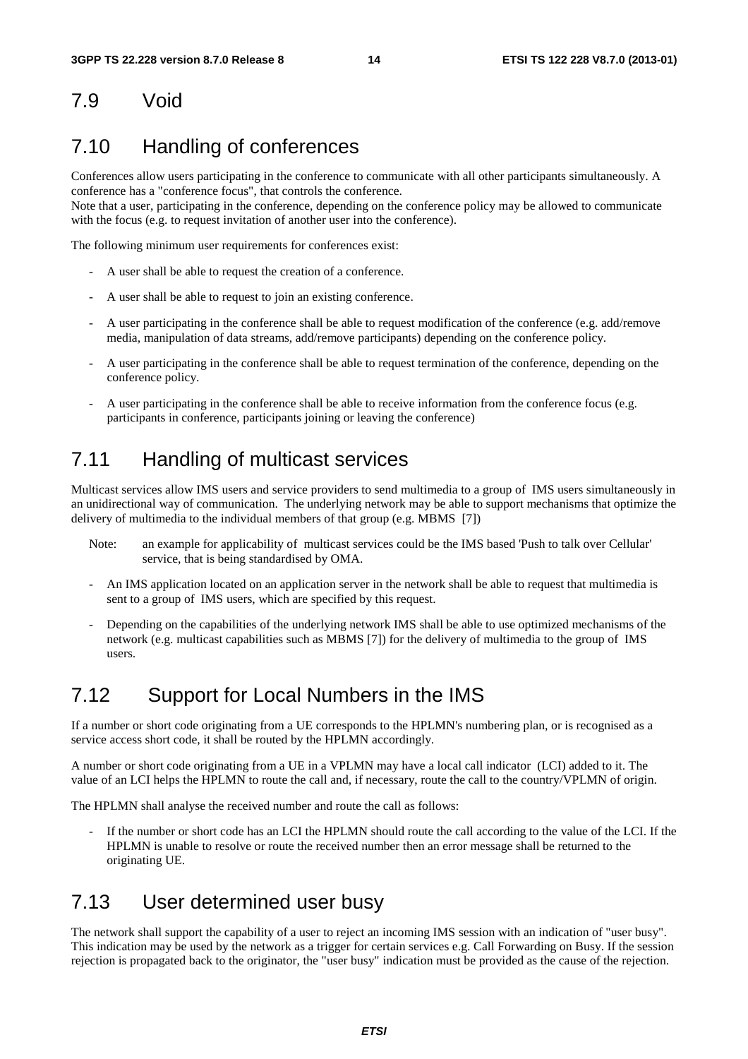## 7.9 Void

## 7.10 Handling of conferences

Conferences allow users participating in the conference to communicate with all other participants simultaneously. A conference has a "conference focus", that controls the conference.
Note that a user, participating in the conference, depending on the conference policy may be allowed to communicate with the focus (e.g. to request invitation of another user into the conference).

The following minimum user requirements for conferences exist:

- A user shall be able to request the creation of a conference.
- A user shall be able to request to join an existing conference.
- A user participating in the conference shall be able to request modification of the conference (e.g. add/remove media, manipulation of data streams, add/remove participants) depending on the conference policy.
- A user participating in the conference shall be able to request termination of the conference, depending on the conference policy.
- A user participating in the conference shall be able to receive information from the conference focus (e.g. participants in conference, participants joining or leaving the conference)

## 7.11 Handling of multicast services

Multicast services allow IMS users and service providers to send multimedia to a group of IMS users simultaneously in an unidirectional way of communication. The underlying network may be able to support mechanisms that optimize the delivery of multimedia to the individual members of that group (e.g. MBMS [7])

Note: an example for applicability of multicast services could be the IMS based 'Push to talk over Cellular' service, that is being standardised by OMA.

- An IMS application located on an application server in the network shall be able to request that multimedia is sent to a group of IMS users, which are specified by this request.
- Depending on the capabilities of the underlying network IMS shall be able to use optimized mechanisms of the network (e.g. multicast capabilities such as MBMS [7]) for the delivery of multimedia to the group of IMS users.

## 7.12 Support for Local Numbers in the IMS

If a number or short code originating from a UE corresponds to the HPLMN's numbering plan, or is recognised as a service access short code, it shall be routed by the HPLMN accordingly.

A number or short code originating from a UE in a VPLMN may have a local call indicator (LCI) added to it. The value of an LCI helps the HPLMN to route the call and, if necessary, route the call to the country/VPLMN of origin.

The HPLMN shall analyse the received number and route the call as follows:

- If the number or short code has an LCI the HPLMN should route the call according to the value of the LCI. If the HPLMN is unable to resolve or route the received number then an error message shall be returned to the originating UE.

## 7.13 User determined user busy

The network shall support the capability of a user to reject an incoming IMS session with an indication of "user busy". This indication may be used by the network as a trigger for certain services e.g. Call Forwarding on Busy. If the session rejection is propagated back to the originator, the "user busy" indication must be provided as the cause of the rejection.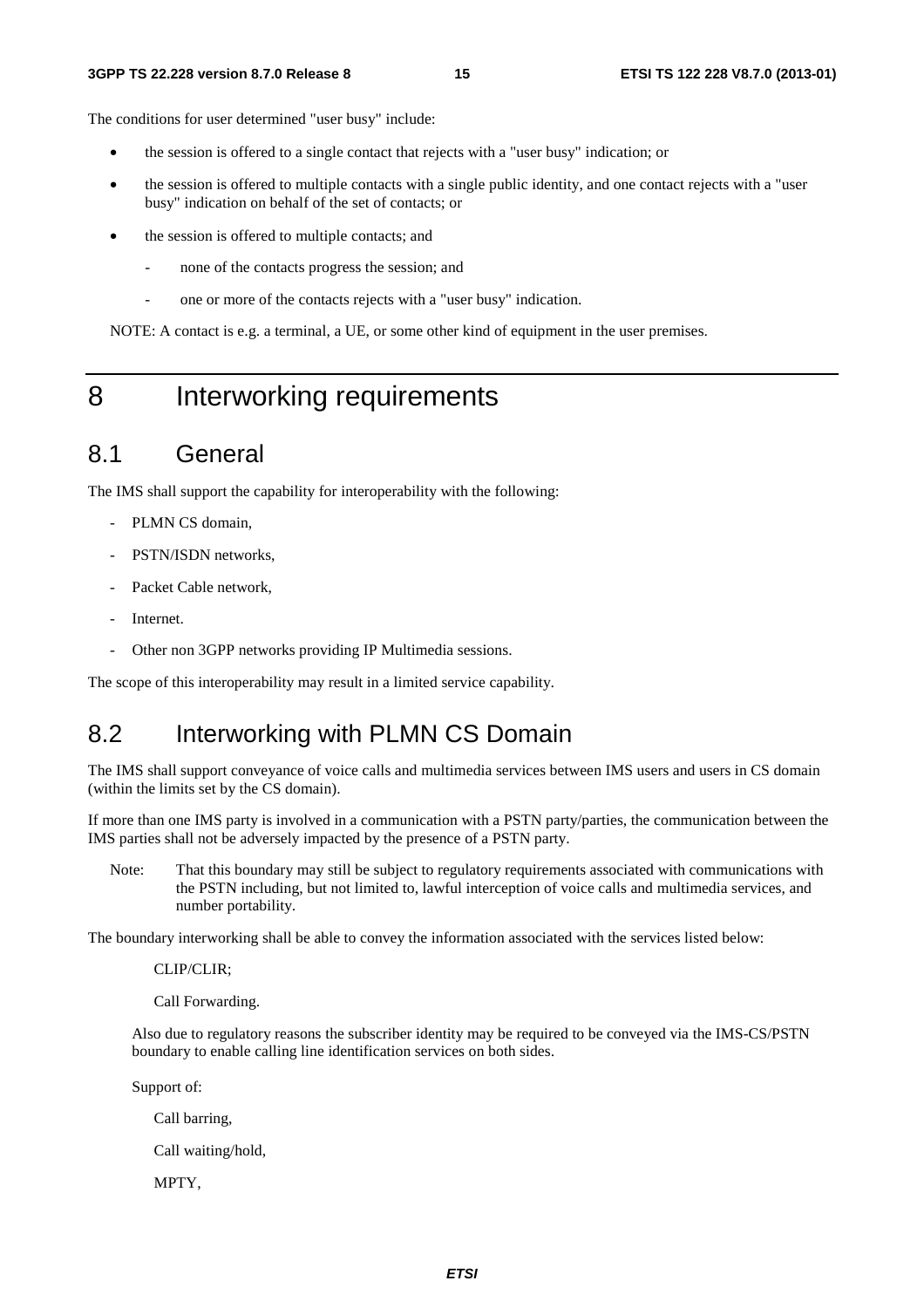The conditions for user determined "user busy" include:

- the session is offered to a single contact that rejects with a "user busy" indication; or
- the session is offered to multiple contacts with a single public identity, and one contact rejects with a "user busy" indication on behalf of the set of contacts; or
- the session is offered to multiple contacts; and
  - none of the contacts progress the session; and
  - one or more of the contacts rejects with a "user busy" indication.

NOTE: A contact is e.g. a terminal, a UE, or some other kind of equipment in the user premises.

# 8 Interworking requirements

## 8.1 General

The IMS shall support the capability for interoperability with the following:

- PLMN CS domain,
- PSTN/ISDN networks,
- Packet Cable network,
- Internet.
- Other non 3GPP networks providing IP Multimedia sessions.

The scope of this interoperability may result in a limited service capability.

## 8.2 Interworking with PLMN CS Domain

The IMS shall support conveyance of voice calls and multimedia services between IMS users and users in CS domain (within the limits set by the CS domain).

If more than one IMS party is involved in a communication with a PSTN party/parties, the communication between the IMS parties shall not be adversely impacted by the presence of a PSTN party.

Note: That this boundary may still be subject to regulatory requirements associated with communications with the PSTN including, but not limited to, lawful interception of voice calls and multimedia services, and number portability.

The boundary interworking shall be able to convey the information associated with the services listed below:

CLIP/CLIR;

Call Forwarding.

Also due to regulatory reasons the subscriber identity may be required to be conveyed via the IMS-CS/PSTN boundary to enable calling line identification services on both sides.

Support of:

Call barring,

Call waiting/hold,

MPTY,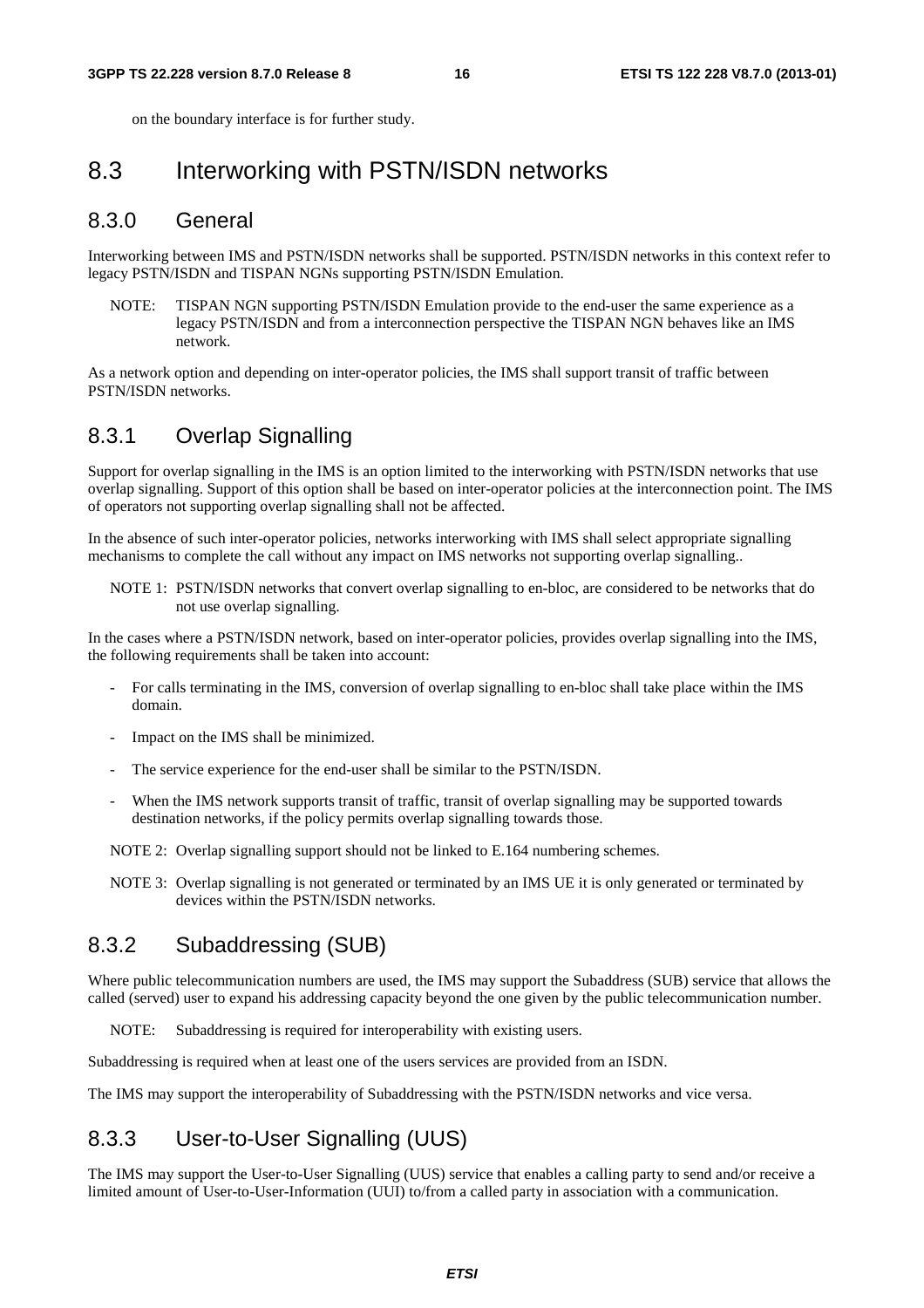on the boundary interface is for further study.

## 8.3 Interworking with PSTN/ISDN networks

### 8.3.0 General

Interworking between IMS and PSTN/ISDN networks shall be supported. PSTN/ISDN networks in this context refer to legacy PSTN/ISDN and TISPAN NGNs supporting PSTN/ISDN Emulation.

NOTE: TISPAN NGN supporting PSTN/ISDN Emulation provide to the end-user the same experience as a legacy PSTN/ISDN and from a interconnection perspective the TISPAN NGN behaves like an IMS network.

As a network option and depending on inter-operator policies, the IMS shall support transit of traffic between PSTN/ISDN networks.

### 8.3.1 Overlap Signalling

Support for overlap signalling in the IMS is an option limited to the interworking with PSTN/ISDN networks that use overlap signalling. Support of this option shall be based on inter-operator policies at the interconnection point. The IMS of operators not supporting overlap signalling shall not be affected.

In the absence of such inter-operator policies, networks interworking with IMS shall select appropriate signalling mechanisms to complete the call without any impact on IMS networks not supporting overlap signalling..

NOTE 1: PSTN/ISDN networks that convert overlap signalling to en-bloc, are considered to be networks that do not use overlap signalling.

In the cases where a PSTN/ISDN network, based on inter-operator policies, provides overlap signalling into the IMS, the following requirements shall be taken into account:

- For calls terminating in the IMS, conversion of overlap signalling to en-bloc shall take place within the IMS domain.
- Impact on the IMS shall be minimized.
- The service experience for the end-user shall be similar to the PSTN/ISDN.
- When the IMS network supports transit of traffic, transit of overlap signalling may be supported towards destination networks, if the policy permits overlap signalling towards those.

NOTE 2: Overlap signalling support should not be linked to E.164 numbering schemes.

NOTE 3: Overlap signalling is not generated or terminated by an IMS UE it is only generated or terminated by devices within the PSTN/ISDN networks.

### 8.3.2 Subaddressing (SUB)

Where public telecommunication numbers are used, the IMS may support the Subaddress (SUB) service that allows the called (served) user to expand his addressing capacity beyond the one given by the public telecommunication number.

NOTE: Subaddressing is required for interoperability with existing users.

Subaddressing is required when at least one of the users services are provided from an ISDN.

The IMS may support the interoperability of Subaddressing with the PSTN/ISDN networks and vice versa.

### 8.3.3 User-to-User Signalling (UUS)

The IMS may support the User-to-User Signalling (UUS) service that enables a calling party to send and/or receive a limited amount of User-to-User-Information (UUI) to/from a called party in association with a communication.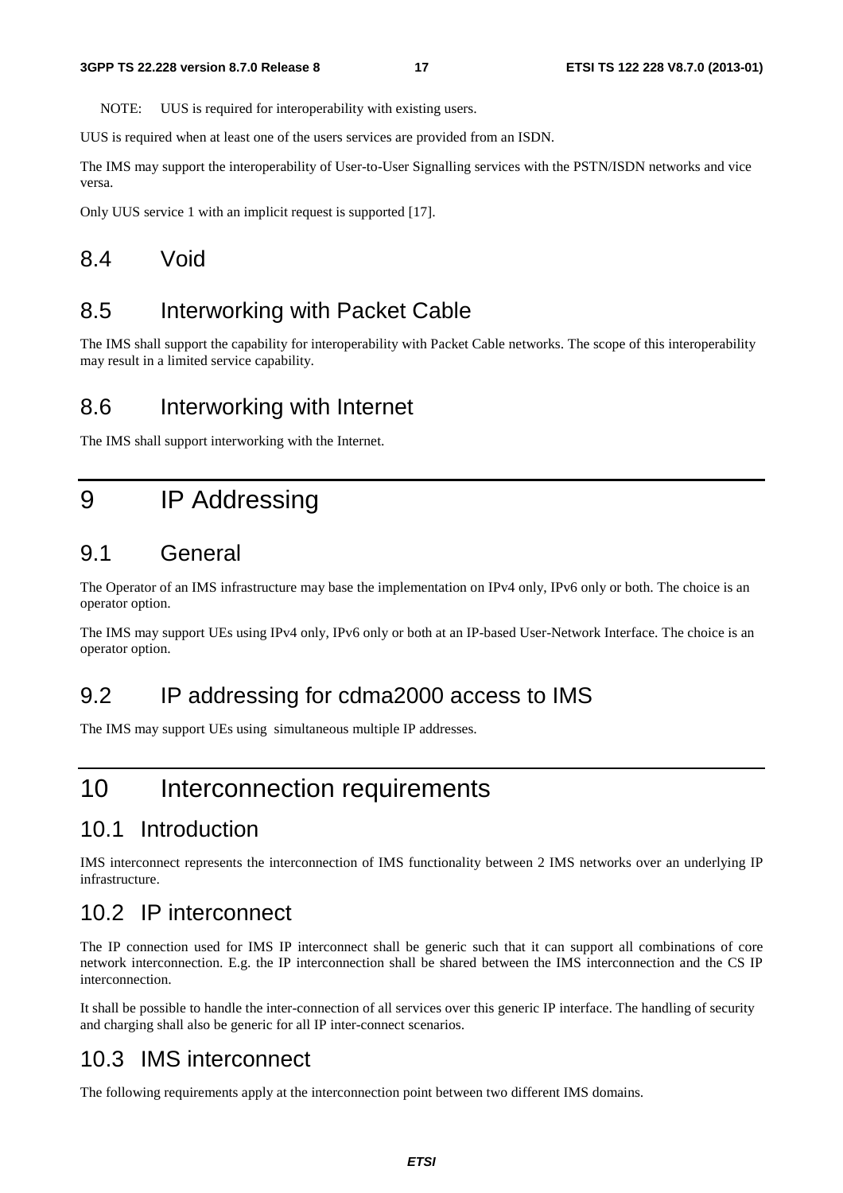NOTE: UUS is required for interoperability with existing users.

UUS is required when at least one of the users services are provided from an ISDN.

The IMS may support the interoperability of User-to-User Signalling services with the PSTN/ISDN networks and vice versa.

Only UUS service 1 with an implicit request is supported [17].

## 8.4 Void

## 8.5 Interworking with Packet Cable

The IMS shall support the capability for interoperability with Packet Cable networks. The scope of this interoperability may result in a limited service capability.

## 8.6 Interworking with Internet

The IMS shall support interworking with the Internet.

# 9 IP Addressing

## 9.1 General

The Operator of an IMS infrastructure may base the implementation on IPv4 only, IPv6 only or both. The choice is an operator option.

The IMS may support UEs using IPv4 only, IPv6 only or both at an IP-based User-Network Interface. The choice is an operator option.

## 9.2 IP addressing for cdma2000 access to IMS

The IMS may support UEs using simultaneous multiple IP addresses.

# 10 Interconnection requirements

## 10.1 Introduction

IMS interconnect represents the interconnection of IMS functionality between 2 IMS networks over an underlying IP infrastructure.

## 10.2 IP interconnect

The IP connection used for IMS IP interconnect shall be generic such that it can support all combinations of core network interconnection. E.g. the IP interconnection shall be shared between the IMS interconnection and the CS IP interconnection.

It shall be possible to handle the inter-connection of all services over this generic IP interface. The handling of security and charging shall also be generic for all IP inter-connect scenarios.

## 10.3 IMS interconnect

The following requirements apply at the interconnection point between two different IMS domains.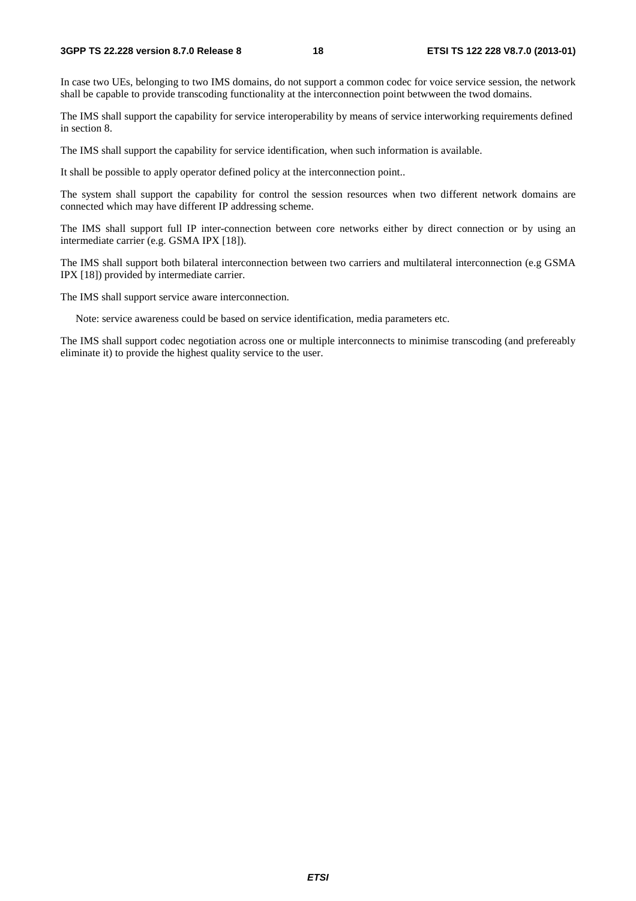In case two UEs, belonging to two IMS domains, do not support a common codec for voice service session, the network shall be capable to provide transcoding functionality at the interconnection point betwween the twod domains.

The IMS shall support the capability for service interoperability by means of service interworking requirements defined in section 8.

The IMS shall support the capability for service identification, when such information is available.

It shall be possible to apply operator defined policy at the interconnection point..

The system shall support the capability for control the session resources when two different network domains are connected which may have different IP addressing scheme.

The IMS shall support full IP inter-connection between core networks either by direct connection or by using an intermediate carrier (e.g. GSMA IPX [18]).

The IMS shall support both bilateral interconnection between two carriers and multilateral interconnection (e.g GSMA IPX [18]) provided by intermediate carrier.

The IMS shall support service aware interconnection.

Note: service awareness could be based on service identification, media parameters etc.

The IMS shall support codec negotiation across one or multiple interconnects to minimise transcoding (and prefereably eliminate it) to provide the highest quality service to the user.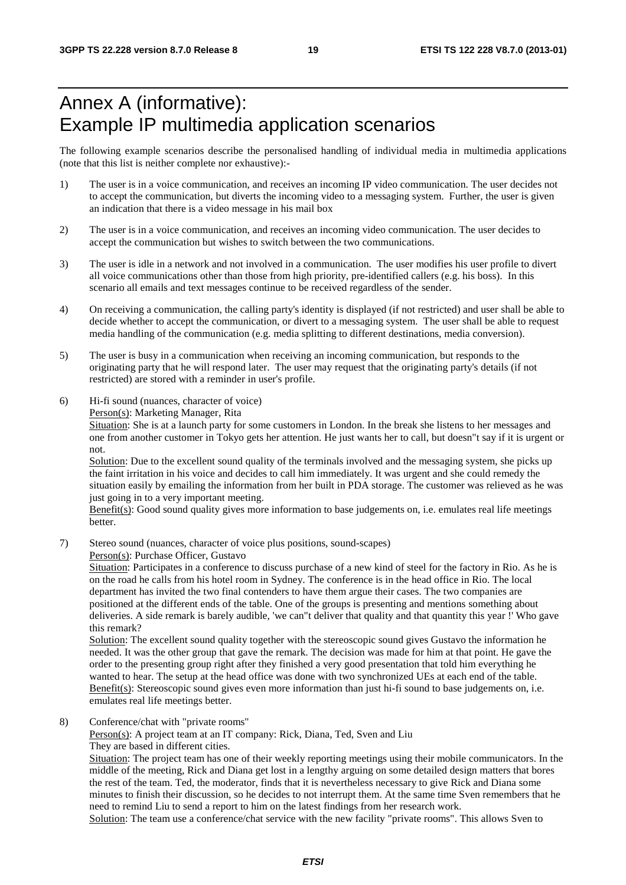# Annex A (informative): Example IP multimedia application scenarios

The following example scenarios describe the personalised handling of individual media in multimedia applications (note that this list is neither complete nor exhaustive):-

1) The user is in a voice communication, and receives an incoming IP video communication. The user decides not to accept the communication, but diverts the incoming video to a messaging system. Further, the user is given an indication that there is a video message in his mail box

2) The user is in a voice communication, and receives an incoming video communication. The user decides to accept the communication but wishes to switch between the two communications.

3) The user is idle in a network and not involved in a communication. The user modifies his user profile to divert all voice communications other than those from high priority, pre-identified callers (e.g. his boss). In this scenario all emails and text messages continue to be received regardless of the sender.

4) On receiving a communication, the calling party's identity is displayed (if not restricted) and user shall be able to decide whether to accept the communication, or divert to a messaging system. The user shall be able to request media handling of the communication (e.g. media splitting to different destinations, media conversion).

5) The user is busy in a communication when receiving an incoming communication, but responds to the originating party that he will respond later. The user may request that the originating party's details (if not restricted) are stored with a reminder in user's profile.

6) Hi-fi sound (nuances, character of voice)

   Person(s): Marketing Manager, Rita

   Situation: She is at a launch party for some customers in London. In the break she listens to her messages and one from another customer in Tokyo gets her attention. He just wants her to call, but doesn"t say if it is urgent or not.

   Solution: Due to the excellent sound quality of the terminals involved and the messaging system, she picks up the faint irritation in his voice and decides to call him immediately. It was urgent and she could remedy the situation easily by emailing the information from her built in PDA storage. The customer was relieved as he was just going in to a very important meeting.

   Benefit(s): Good sound quality gives more information to base judgements on, i.e. emulates real life meetings better.

7) Stereo sound (nuances, character of voice plus positions, sound-scapes)

   Person(s): Purchase Officer, Gustavo

   Situation: Participates in a conference to discuss purchase of a new kind of steel for the factory in Rio. As he is on the road he calls from his hotel room in Sydney. The conference is in the head office in Rio. The local department has invited the two final contenders to have them argue their cases. The two companies are positioned at the different ends of the table. One of the groups is presenting and mentions something about deliveries. A side remark is barely audible, 'we can"t deliver that quality and that quantity this year !' Who gave this remark?

   Solution: The excellent sound quality together with the stereoscopic sound gives Gustavo the information he needed. It was the other group that gave the remark. The decision was made for him at that point. He gave the order to the presenting group right after they finished a very good presentation that told him everything he wanted to hear. The setup at the head office was done with two synchronized UEs at each end of the table.

   Benefit(s): Stereoscopic sound gives even more information than just hi-fi sound to base judgements on, i.e. emulates real life meetings better.

8) Conference/chat with "private rooms"

   Person(s): A project team at an IT company: Rick, Diana, Ted, Sven and Liu

   They are based in different cities.

   Situation: The project team has one of their weekly reporting meetings using their mobile communicators. In the middle of the meeting, Rick and Diana get lost in a lengthy arguing on some detailed design matters that bores the rest of the team. Ted, the moderator, finds that it is nevertheless necessary to give Rick and Diana some minutes to finish their discussion, so he decides to not interrupt them. At the same time Sven remembers that he need to remind Liu to send a report to him on the latest findings from her research work.

   Solution: The team use a conference/chat service with the new facility "private rooms". This allows Sven to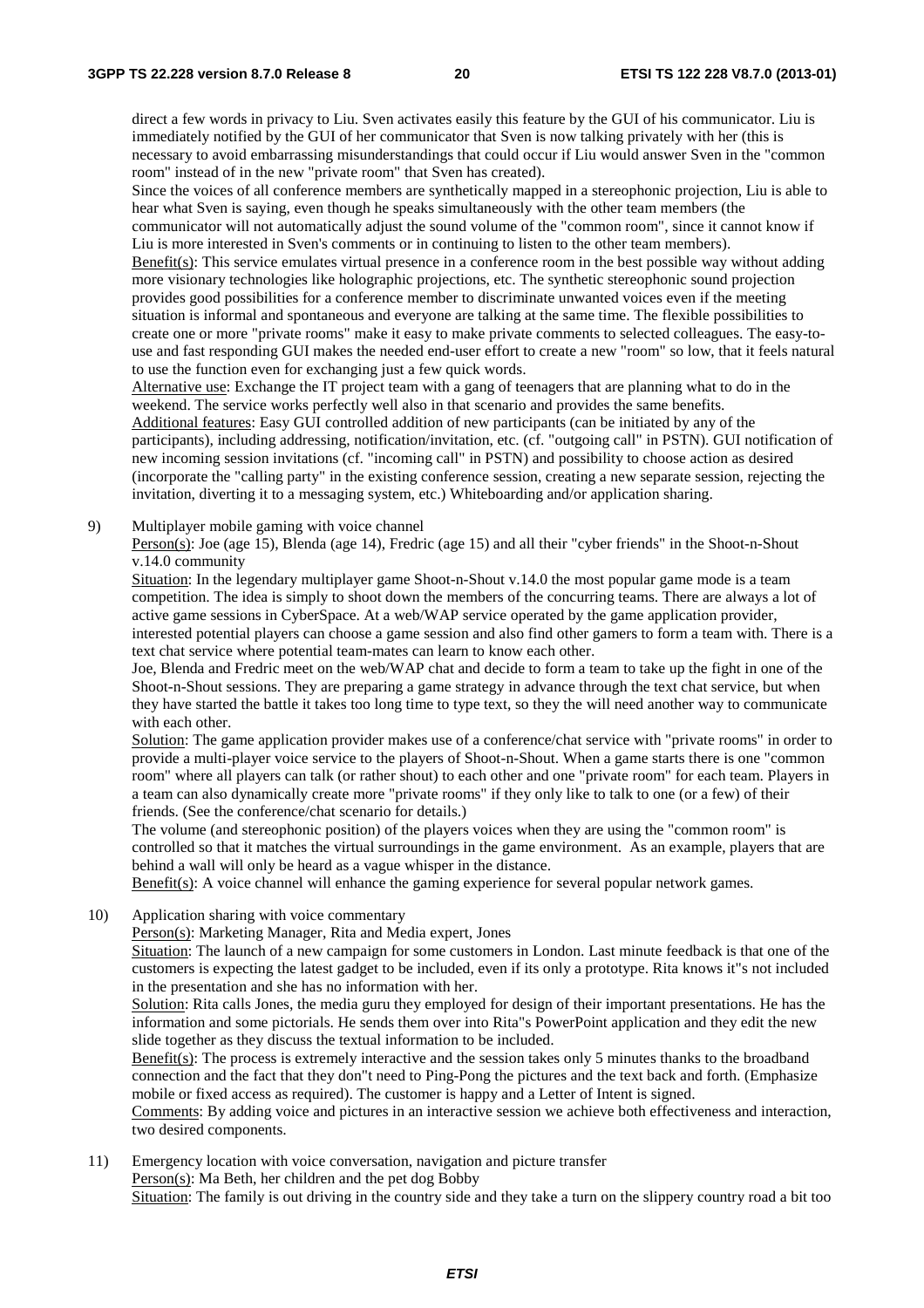direct a few words in privacy to Liu. Sven activates easily this feature by the GUI of his communicator. Liu is immediately notified by the GUI of her communicator that Sven is now talking privately with her (this is necessary to avoid embarrassing misunderstandings that could occur if Liu would answer Sven in the "common room" instead of in the new "private room" that Sven has created).

Since the voices of all conference members are synthetically mapped in a stereophonic projection, Liu is able to hear what Sven is saying, even though he speaks simultaneously with the other team members (the communicator will not automatically adjust the sound volume of the "common room", since it cannot know if Liu is more interested in Sven's comments or in continuing to listen to the other team members).

Benefit(s): This service emulates virtual presence in a conference room in the best possible way without adding more visionary technologies like holographic projections, etc. The synthetic stereophonic sound projection provides good possibilities for a conference member to discriminate unwanted voices even if the meeting situation is informal and spontaneous and everyone are talking at the same time. The flexible possibilities to create one or more "private rooms" make it easy to make private comments to selected colleagues. The easy-to-use and fast responding GUI makes the needed end-user effort to create a new "room" so low, that it feels natural to use the function even for exchanging just a few quick words.

Alternative use: Exchange the IT project team with a gang of teenagers that are planning what to do in the weekend. The service works perfectly well also in that scenario and provides the same benefits.

Additional features: Easy GUI controlled addition of new participants (can be initiated by any of the participants), including addressing, notification/invitation, etc. (cf. "outgoing call" in PSTN). GUI notification of new incoming session invitations (cf. "incoming call" in PSTN) and possibility to choose action as desired (incorporate the "calling party" in the existing conference session, creating a new separate session, rejecting the invitation, diverting it to a messaging system, etc.) Whiteboarding and/or application sharing.

9) Multiplayer mobile gaming with voice channel

Person(s): Joe (age 15), Blenda (age 14), Fredric (age 15) and all their "cyber friends" in the Shoot-n-Shout v.14.0 community

Situation: In the legendary multiplayer game Shoot-n-Shout v.14.0 the most popular game mode is a team competition. The idea is simply to shoot down the members of the concurring teams. There are always a lot of active game sessions in CyberSpace. At a web/WAP service operated by the game application provider, interested potential players can choose a game session and also find other gamers to form a team with. There is a text chat service where potential team-mates can learn to know each other.

Joe, Blenda and Fredric meet on the web/WAP chat and decide to form a team to take up the fight in one of the Shoot-n-Shout sessions. They are preparing a game strategy in advance through the text chat service, but when they have started the battle it takes too long time to type text, so they the will need another way to communicate with each other.

Solution: The game application provider makes use of a conference/chat service with "private rooms" in order to provide a multi-player voice service to the players of Shoot-n-Shout. When a game starts there is one "common room" where all players can talk (or rather shout) to each other and one "private room" for each team. Players in a team can also dynamically create more "private rooms" if they only like to talk to one (or a few) of their friends. (See the conference/chat scenario for details.)

The volume (and stereophonic position) of the players voices when they are using the "common room" is controlled so that it matches the virtual surroundings in the game environment. As an example, players that are behind a wall will only be heard as a vague whisper in the distance.

Benefit(s): A voice channel will enhance the gaming experience for several popular network games.

10) Application sharing with voice commentary

Person(s): Marketing Manager, Rita and Media expert, Jones

Situation: The launch of a new campaign for some customers in London. Last minute feedback is that one of the customers is expecting the latest gadget to be included, even if its only a prototype. Rita knows it"s not included in the presentation and she has no information with her.

Solution: Rita calls Jones, the media guru they employed for design of their important presentations. He has the information and some pictorials. He sends them over into Rita"s PowerPoint application and they edit the new slide together as they discuss the textual information to be included.

Benefit(s): The process is extremely interactive and the session takes only 5 minutes thanks to the broadband connection and the fact that they don"t need to Ping-Pong the pictures and the text back and forth. (Emphasize mobile or fixed access as required). The customer is happy and a Letter of Intent is signed.

Comments: By adding voice and pictures in an interactive session we achieve both effectiveness and interaction, two desired components.

11) Emergency location with voice conversation, navigation and picture transfer

Person(s): Ma Beth, her children and the pet dog Bobby

Situation: The family is out driving in the country side and they take a turn on the slippery country road a bit too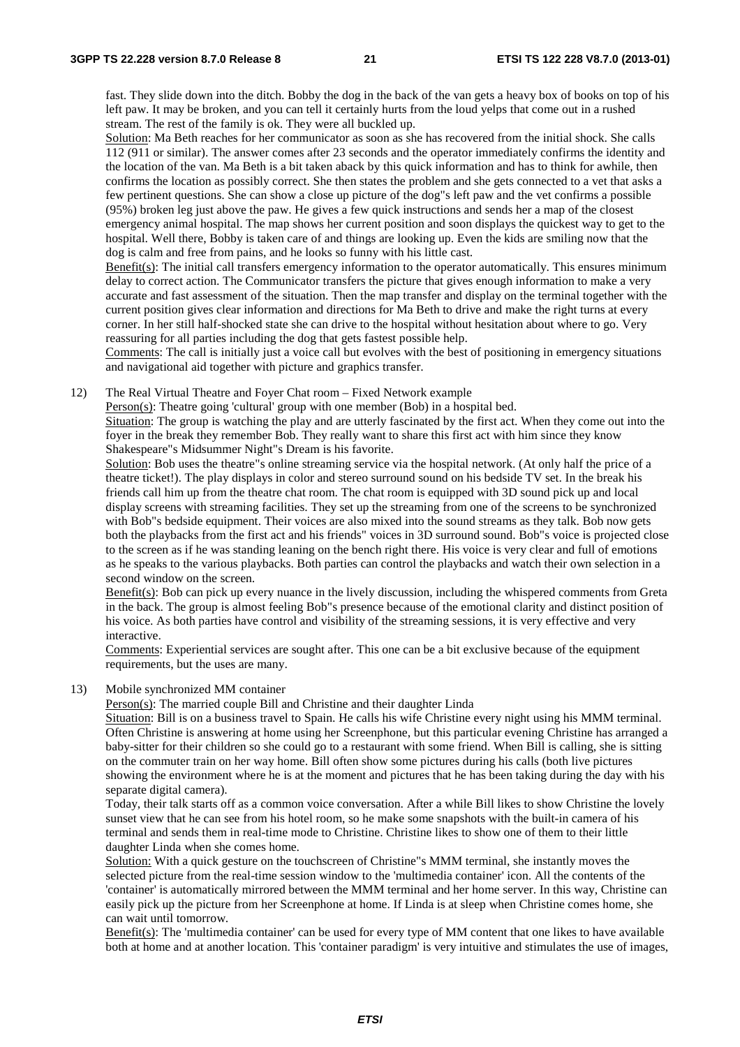fast. They slide down into the ditch. Bobby the dog in the back of the van gets a heavy box of books on top of his left paw. It may be broken, and you can tell it certainly hurts from the loud yelps that come out in a rushed stream. The rest of the family is ok. They were all buckled up.

Solution: Ma Beth reaches for her communicator as soon as she has recovered from the initial shock. She calls 112 (911 or similar). The answer comes after 23 seconds and the operator immediately confirms the identity and the location of the van. Ma Beth is a bit taken aback by this quick information and has to think for awhile, then confirms the location as possibly correct. She then states the problem and she gets connected to a vet that asks a few pertinent questions. She can show a close up picture of the dog"s left paw and the vet confirms a possible (95%) broken leg just above the paw. He gives a few quick instructions and sends her a map of the closest emergency animal hospital. The map shows her current position and soon displays the quickest way to get to the hospital. Well there, Bobby is taken care of and things are looking up. Even the kids are smiling now that the dog is calm and free from pains, and he looks so funny with his little cast.

Benefit(s): The initial call transfers emergency information to the operator automatically. This ensures minimum delay to correct action. The Communicator transfers the picture that gives enough information to make a very accurate and fast assessment of the situation. Then the map transfer and display on the terminal together with the current position gives clear information and directions for Ma Beth to drive and make the right turns at every corner. In her still half-shocked state she can drive to the hospital without hesitation about where to go. Very reassuring for all parties including the dog that gets fastest possible help.

Comments: The call is initially just a voice call but evolves with the best of positioning in emergency situations and navigational aid together with picture and graphics transfer.

12) The Real Virtual Theatre and Foyer Chat room – Fixed Network example

Person(s): Theatre going 'cultural' group with one member (Bob) in a hospital bed.

Situation: The group is watching the play and are utterly fascinated by the first act. When they come out into the foyer in the break they remember Bob. They really want to share this first act with him since they know Shakespeare"s Midsummer Night"s Dream is his favorite.

Solution: Bob uses the theatre"s online streaming service via the hospital network. (At only half the price of a theatre ticket!). The play displays in color and stereo surround sound on his bedside TV set. In the break his friends call him up from the theatre chat room. The chat room is equipped with 3D sound pick up and local display screens with streaming facilities. They set up the streaming from one of the screens to be synchronized with Bob"s bedside equipment. Their voices are also mixed into the sound streams as they talk. Bob now gets both the playbacks from the first act and his friends" voices in 3D surround sound. Bob"s voice is projected close to the screen as if he was standing leaning on the bench right there. His voice is very clear and full of emotions as he speaks to the various playbacks. Both parties can control the playbacks and watch their own selection in a second window on the screen.

Benefit(s): Bob can pick up every nuance in the lively discussion, including the whispered comments from Greta in the back. The group is almost feeling Bob"s presence because of the emotional clarity and distinct position of his voice. As both parties have control and visibility of the streaming sessions, it is very effective and very interactive.

Comments: Experiential services are sought after. This one can be a bit exclusive because of the equipment requirements, but the uses are many.

13) Mobile synchronized MM container

Person(s): The married couple Bill and Christine and their daughter Linda

Situation: Bill is on a business travel to Spain. He calls his wife Christine every night using his MMM terminal. Often Christine is answering at home using her Screenphone, but this particular evening Christine has arranged a baby-sitter for their children so she could go to a restaurant with some friend. When Bill is calling, she is sitting on the commuter train on her way home. Bill often show some pictures during his calls (both live pictures showing the environment where he is at the moment and pictures that he has been taking during the day with his separate digital camera).

Today, their talk starts off as a common voice conversation. After a while Bill likes to show Christine the lovely sunset view that he can see from his hotel room, so he make some snapshots with the built-in camera of his terminal and sends them in real-time mode to Christine. Christine likes to show one of them to their little daughter Linda when she comes home.

Solution: With a quick gesture on the touchscreen of Christine"s MMM terminal, she instantly moves the selected picture from the real-time session window to the 'multimedia container' icon. All the contents of the 'container' is automatically mirrored between the MMM terminal and her home server. In this way, Christine can easily pick up the picture from her Screenphone at home. If Linda is at sleep when Christine comes home, she can wait until tomorrow.

Benefit(s): The 'multimedia container' can be used for every type of MM content that one likes to have available both at home and at another location. This 'container paradigm' is very intuitive and stimulates the use of images,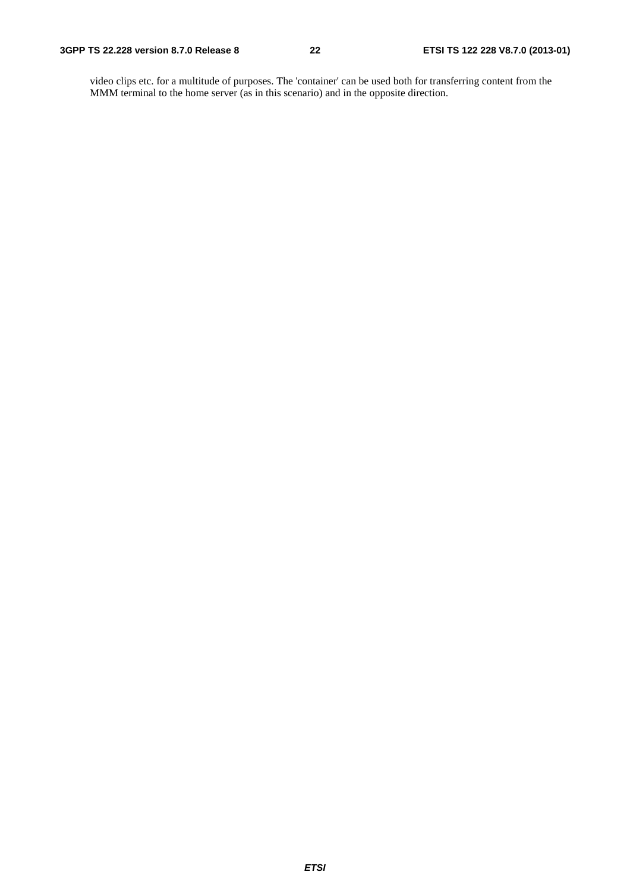video clips etc. for a multitude of purposes. The 'container' can be used both for transferring content from the MMM terminal to the home server (as in this scenario) and in the opposite direction.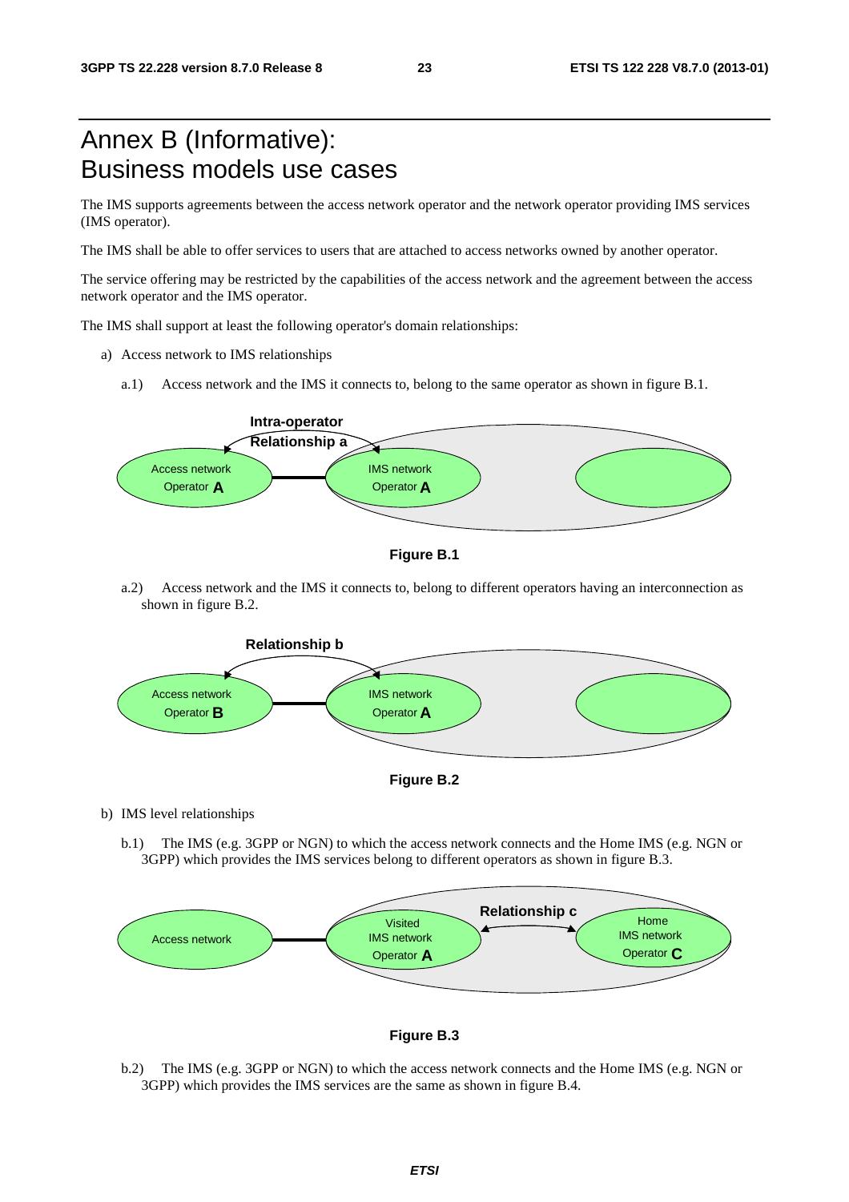# Annex B (Informative): Business models use cases

The IMS supports agreements between the access network operator and the network operator providing IMS services (IMS operator).

The IMS shall be able to offer services to users that are attached to access networks owned by another operator.

The service offering may be restricted by the capabilities of the access network and the agreement between the access network operator and the IMS operator.

The IMS shall support at least the following operator's domain relationships:

a) Access network to IMS relationships

a.1) Access network and the IMS it connects to, belong to the same operator as shown in figure B.1.

**Figure B.1**

a.2) Access network and the IMS it connects to, belong to different operators having an interconnection as shown in figure B.2.

**Figure B.2**

b) IMS level relationships

b.1) The IMS (e.g. 3GPP or NGN) to which the access network connects and the Home IMS (e.g. NGN or 3GPP) which provides the IMS services belong to different operators as shown in figure B.3.

**Figure B.3**

b.2) The IMS (e.g. 3GPP or NGN) to which the access network connects and the Home IMS (e.g. NGN or 3GPP) which provides the IMS services are the same as shown in figure B.4.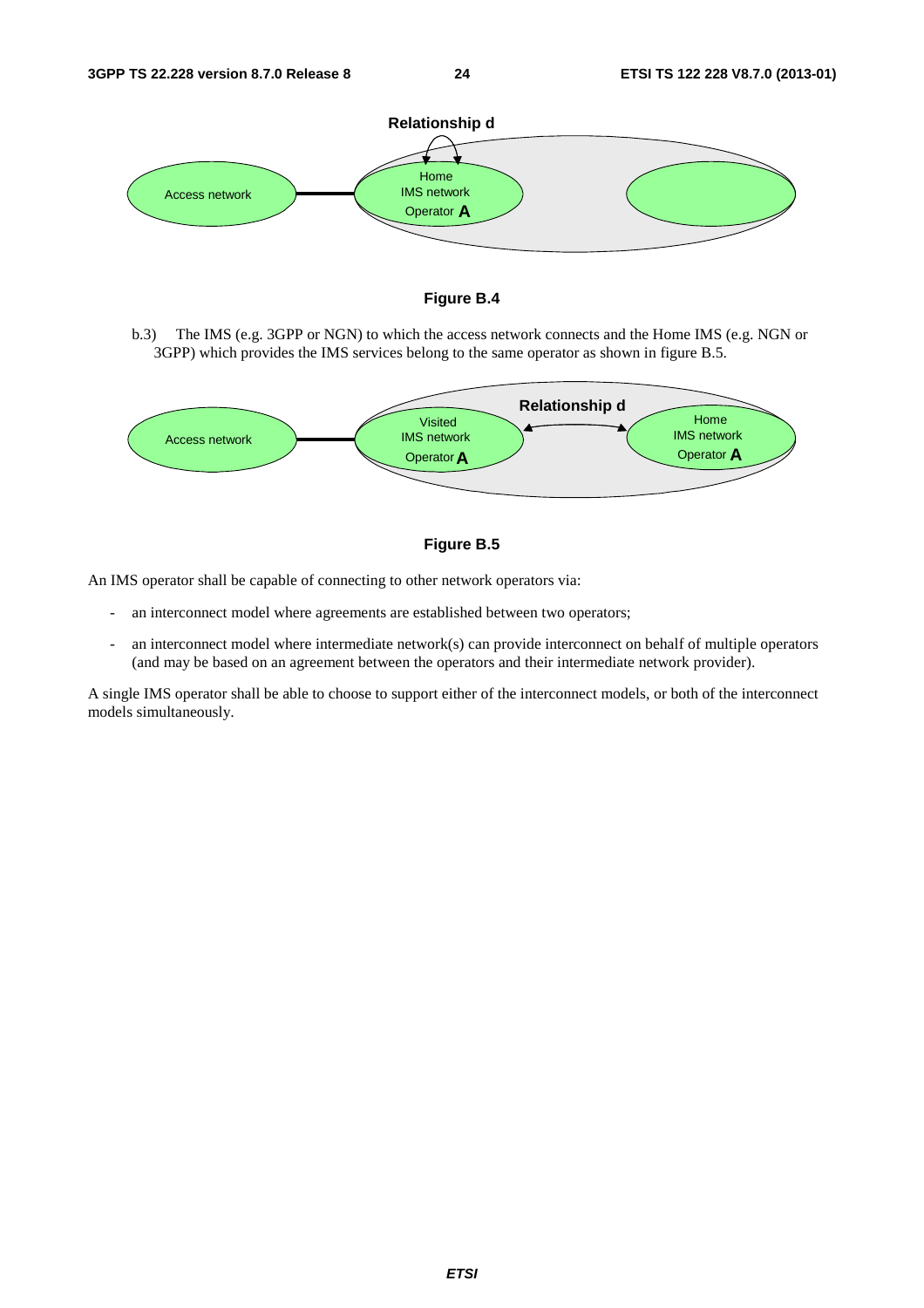Figure B.4

b.3) The IMS (e.g. 3GPP or NGN) to which the access network connects and the Home IMS (e.g. NGN or 3GPP) which provides the IMS services belong to the same operator as shown in figure B.5.

Figure B.5

An IMS operator shall be capable of connecting to other network operators via:

- an interconnect model where agreements are established between two operators;
- an interconnect model where intermediate network(s) can provide interconnect on behalf of multiple operators (and may be based on an agreement between the operators and their intermediate network provider).

A single IMS operator shall be able to choose to support either of the interconnect models, or both of the interconnect models simultaneously.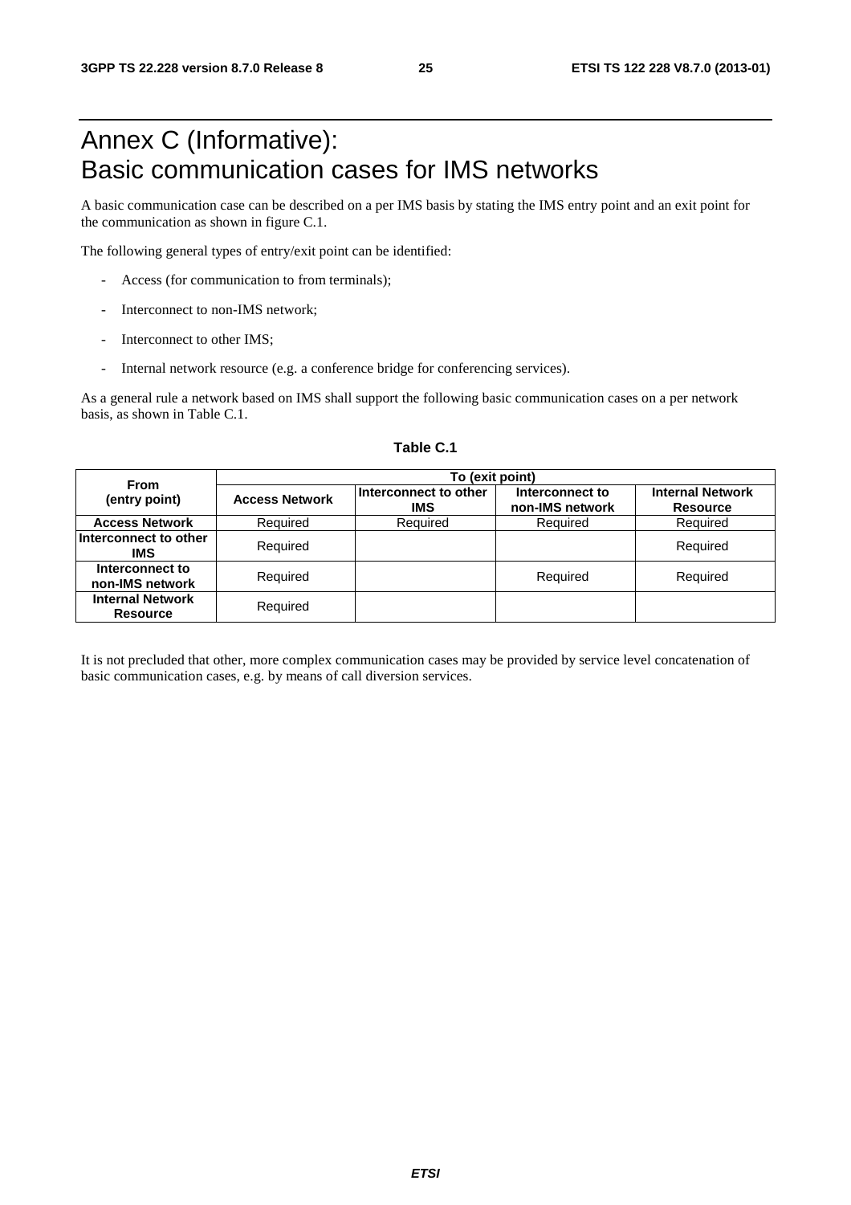# Annex C (Informative): Basic communication cases for IMS networks

A basic communication case can be described on a per IMS basis by stating the IMS entry point and an exit point for the communication as shown in figure C.1.

The following general types of entry/exit point can be identified:

- Access (for communication to from terminals);
- Interconnect to non-IMS network;
- Interconnect to other IMS;
- Internal network resource (e.g. a conference bridge for conferencing services).

As a general rule a network based on IMS shall support the following basic communication cases on a per network basis, as shown in Table C.1.

**Table C.1**

| From (entry point) | To (exit point) | | | |
|---|---|---|---|---|
| | **Access Network** | **Interconnect to other IMS** | **Interconnect to non-IMS network** | **Internal Network Resource** |
| **Access Network** | Required | Required | Required | Required |
| **Interconnect to other IMS** | Required | | | Required |
| **Interconnect to non-IMS network** | Required | | Required | Required |
| **Internal Network Resource** | Required | | | |

It is not precluded that other, more complex communication cases may be provided by service level concatenation of basic communication cases, e.g. by means of call diversion services.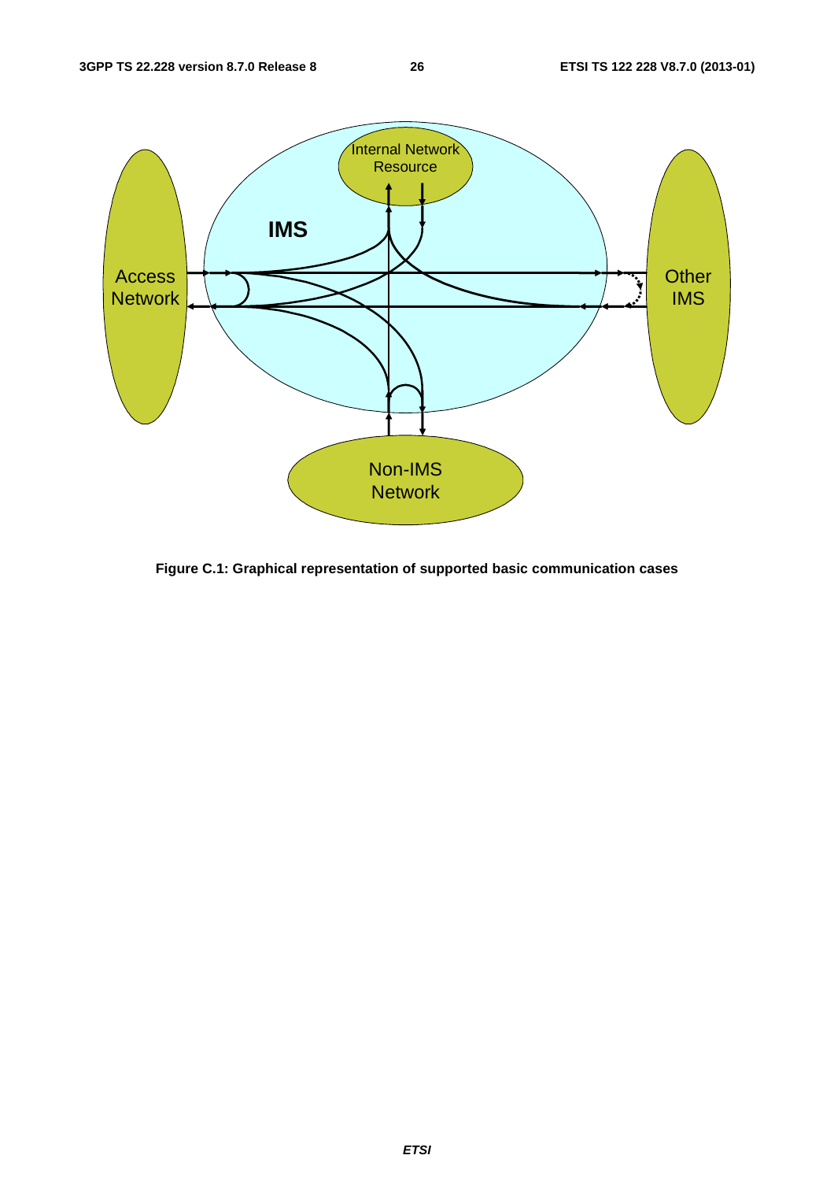Figure C.1: Graphical representation of supported basic communication cases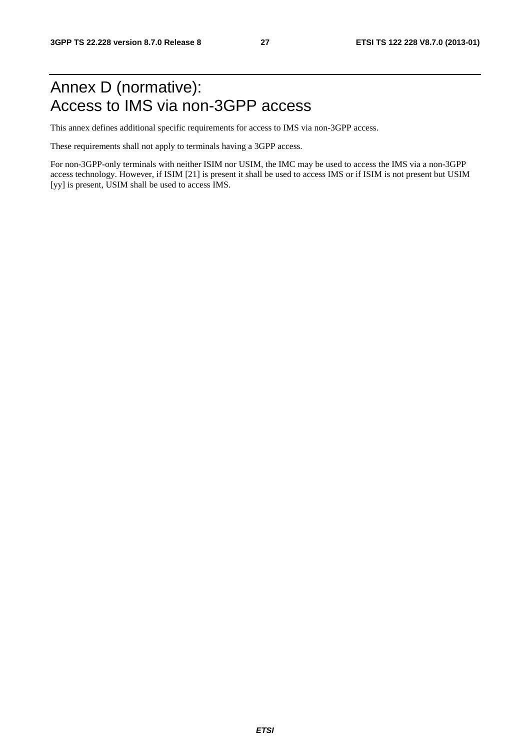# Annex D (normative): Access to IMS via non-3GPP access

This annex defines additional specific requirements for access to IMS via non-3GPP access.

These requirements shall not apply to terminals having a 3GPP access.

For non-3GPP-only terminals with neither ISIM nor USIM, the IMC may be used to access the IMS via a non-3GPP access technology. However, if ISIM [21] is present it shall be used to access IMS or if ISIM is not present but USIM [yy] is present, USIM shall be used to access IMS.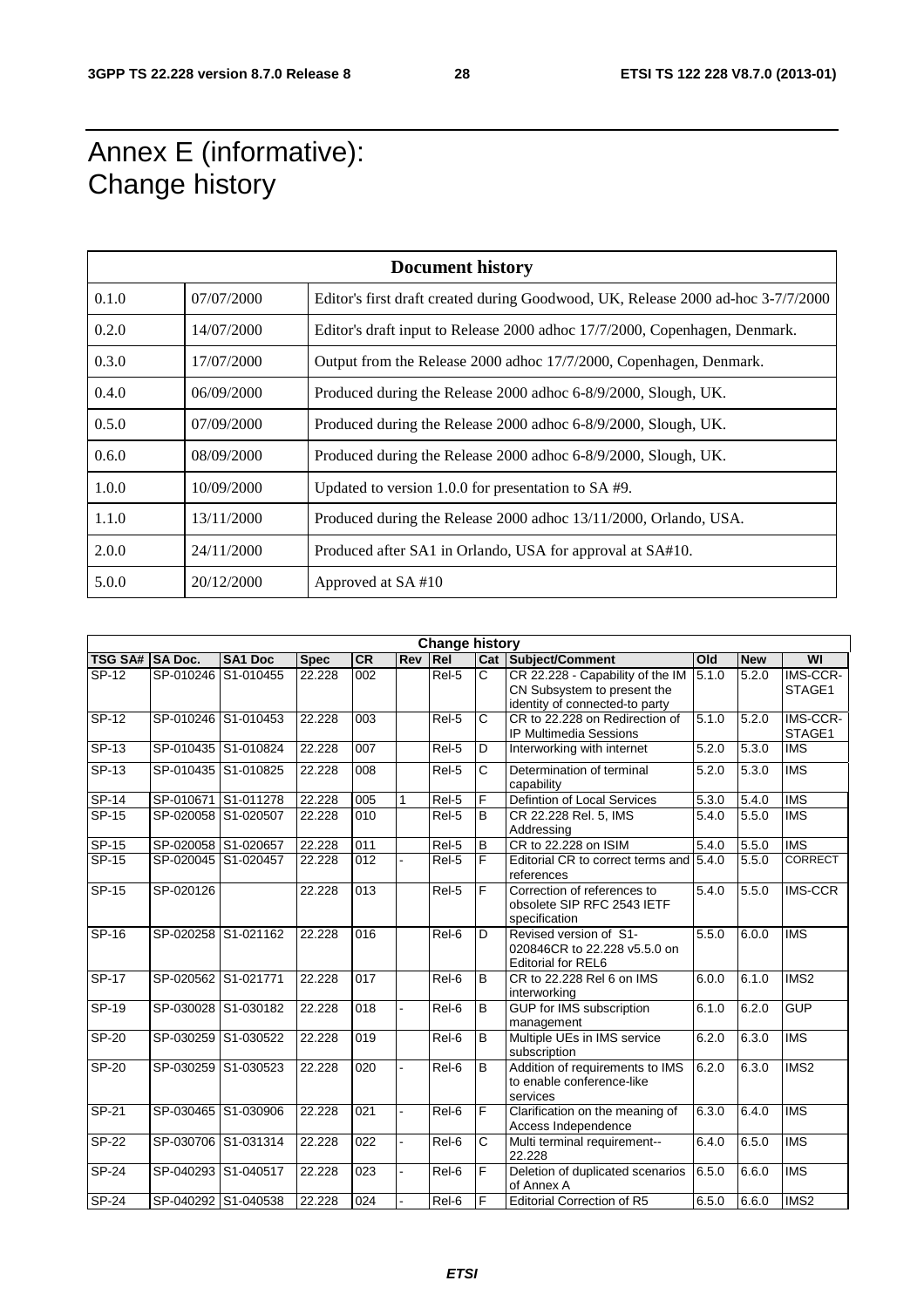# Annex E (informative): Change history

| Document history | | |
|---|---|---|
| 0.1.0 | 07/07/2000 | Editor's first draft created during Goodwood, UK, Release 2000 ad-hoc 3-7/7/2000 |
| 0.2.0 | 14/07/2000 | Editor's draft input to Release 2000 adhoc 17/7/2000, Copenhagen, Denmark. |
| 0.3.0 | 17/07/2000 | Output from the Release 2000 adhoc 17/7/2000, Copenhagen, Denmark. |
| 0.4.0 | 06/09/2000 | Produced during the Release 2000 adhoc 6-8/9/2000, Slough, UK. |
| 0.5.0 | 07/09/2000 | Produced during the Release 2000 adhoc 6-8/9/2000, Slough, UK. |
| 0.6.0 | 08/09/2000 | Produced during the Release 2000 adhoc 6-8/9/2000, Slough, UK. |
| 1.0.0 | 10/09/2000 | Updated to version 1.0.0 for presentation to SA #9. |
| 1.1.0 | 13/11/2000 | Produced during the Release 2000 adhoc 13/11/2000, Orlando, USA. |
| 2.0.0 | 24/11/2000 | Produced after SA1 in Orlando, USA for approval at SA#10. |
| 5.0.0 | 20/12/2000 | Approved at SA #10 |

| Change history | | | | | | | | | | | |
|---|---|---|---|---|---|---|---|---|---|---|---|
| TSG SA# | SA Doc. | SA1 Doc | Spec | CR | Rev | Rel | Cat | Subject/Comment | Old | New | WI |
| SP-12 | SP-010246 | S1-010455 | 22.228 | 002 | | Rel-5 | C | CR 22.228 - Capability of the IM CN Subsystem to present the identity of connected-to party | 5.1.0 | 5.2.0 | IMS-CCR-STAGE1 |
| SP-12 | SP-010246 | S1-010453 | 22.228 | 003 | | Rel-5 | C | CR to 22.228 on Redirection of IP Multimedia Sessions | 5.1.0 | 5.2.0 | IMS-CCR-STAGE1 |
| SP-13 | SP-010435 | S1-010824 | 22.228 | 007 | | Rel-5 | D | Interworking with internet | 5.2.0 | 5.3.0 | IMS |
| SP-13 | SP-010435 | S1-010825 | 22.228 | 008 | | Rel-5 | C | Determination of terminal capability | 5.2.0 | 5.3.0 | IMS |
| SP-14 | SP-010671 | S1-011278 | 22.228 | 005 | 1 | Rel-5 | F | Defintion of Local Services | 5.3.0 | 5.4.0 | IMS |
| SP-15 | SP-020058 | S1-020507 | 22.228 | 010 | | Rel-5 | B | CR 22.228 Rel. 5, IMS Addressing | 5.4.0 | 5.5.0 | IMS |
| SP-15 | SP-020058 | S1-020657 | 22.228 | 011 | | Rel-5 | B | CR to 22.228 on ISIM | 5.4.0 | 5.5.0 | IMS |
| SP-15 | SP-020045 | S1-020457 | 22.228 | 012 | - | Rel-5 | F | Editorial CR to correct terms and references | 5.4.0 | 5.5.0 | CORRECT |
| SP-15 | SP-020126 | | 22.228 | 013 | | Rel-5 | F | Correction of references to obsolete SIP RFC 2543 IETF specification | 5.4.0 | 5.5.0 | IMS-CCR |
| SP-16 | SP-020258 | S1-021162 | 22.228 | 016 | | Rel-6 | D | Revised version of S1-020846CR to 22.228 v5.5.0 on Editorial for REL6 | 5.5.0 | 6.0.0 | IMS |
| SP-17 | SP-020562 | S1-021771 | 22.228 | 017 | | Rel-6 | B | CR to 22.228 Rel 6 on IMS interworking | 6.0.0 | 6.1.0 | IMS2 |
| SP-19 | SP-030028 | S1-030182 | 22.228 | 018 | - | Rel-6 | B | GUP for IMS subscription management | 6.1.0 | 6.2.0 | GUP |
| SP-20 | SP-030259 | S1-030522 | 22.228 | 019 | | Rel-6 | B | Multiple UEs in IMS service subscription | 6.2.0 | 6.3.0 | IMS |
| SP-20 | SP-030259 | S1-030523 | 22.228 | 020 | - | Rel-6 | B | Addition of requirements to IMS to enable conference-like services | 6.2.0 | 6.3.0 | IMS2 |
| SP-21 | SP-030465 | S1-030906 | 22.228 | 021 | - | Rel-6 | F | Clarification on the meaning of Access Independence | 6.3.0 | 6.4.0 | IMS |
| SP-22 | SP-030706 | S1-031314 | 22.228 | 022 | - | Rel-6 | C | Multi terminal requirement--22.228 | 6.4.0 | 6.5.0 | IMS |
| SP-24 | SP-040293 | S1-040517 | 22.228 | 023 | - | Rel-6 | F | Deletion of duplicated scenarios of Annex A | 6.5.0 | 6.6.0 | IMS |
| SP-24 | SP-040292 | S1-040538 | 22.228 | 024 | - | Rel-6 | F | Editorial Correction of R5 | 6.5.0 | 6.6.0 | IMS2 |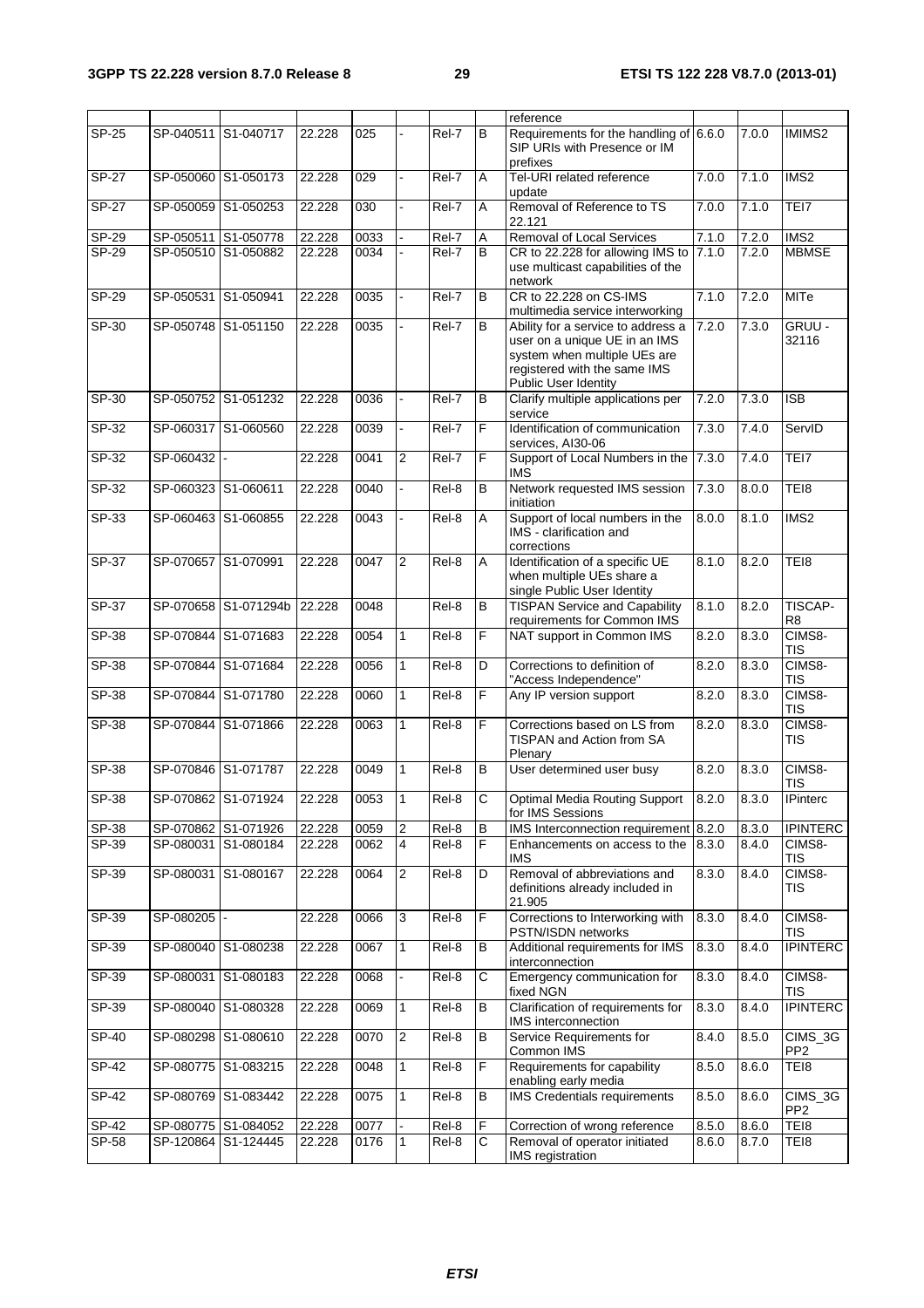| | | | | | | | | reference | | | |
|---|---|---|---|---|---|---|---|---|---|---|---|
| SP-25 | SP-040511 | S1-040717 | 22.228 | 025 | - | Rel-7 | B | Requirements for the handling of SIP URIs with Presence or IM prefixes | 6.6.0 | 7.0.0 | IMIMS2 |
| SP-27 | SP-050060 | S1-050173 | 22.228 | 029 | - | Rel-7 | A | Tel-URI related reference update | 7.0.0 | 7.1.0 | IMS2 |
| SP-27 | SP-050059 | S1-050253 | 22.228 | 030 | - | Rel-7 | A | Removal of Reference to TS 22.121 | 7.0.0 | 7.1.0 | TEI7 |
| SP-29 | SP-050511 | S1-050778 | 22.228 | 0033 | - | Rel-7 | A | Removal of Local Services | 7.1.0 | 7.2.0 | IMS2 |
| SP-29 | SP-050510 | S1-050882 | 22.228 | 0034 | - | Rel-7 | B | CR to 22.228 for allowing IMS to use multicast capabilities of the network | 7.1.0 | 7.2.0 | MBMSE |
| SP-29 | SP-050531 | S1-050941 | 22.228 | 0035 | - | Rel-7 | B | CR to 22.228 on CS-IMS multimedia service interworking | 7.1.0 | 7.2.0 | MITe |
| SP-30 | SP-050748 | S1-051150 | 22.228 | 0035 | - | Rel-7 | B | Ability for a service to address a user on a unique UE in an IMS system when multiple UEs are registered with the same IMS Public User Identity | 7.2.0 | 7.3.0 | GRUU - 32116 |
| SP-30 | SP-050752 | S1-051232 | 22.228 | 0036 | - | Rel-7 | B | Clarify multiple applications per service | 7.2.0 | 7.3.0 | ISB |
| SP-32 | SP-060317 | S1-060560 | 22.228 | 0039 | - | Rel-7 | F | Identification of communication services, AI30-06 | 7.3.0 | 7.4.0 | ServID |
| SP-32 | SP-060432 | - | 22.228 | 0041 | 2 | Rel-7 | F | Support of Local Numbers in the IMS | 7.3.0 | 7.4.0 | TEI7 |
| SP-32 | SP-060323 | S1-060611 | 22.228 | 0040 | - | Rel-8 | B | Network requested IMS session initiation | 7.3.0 | 8.0.0 | TEI8 |
| SP-33 | SP-060463 | S1-060855 | 22.228 | 0043 | - | Rel-8 | A | Support of local numbers in the IMS - clarification and corrections | 8.0.0 | 8.1.0 | IMS2 |
| SP-37 | SP-070657 | S1-070991 | 22.228 | 0047 | 2 | Rel-8 | A | Identification of a specific UE when multiple UEs share a single Public User Identity | 8.1.0 | 8.2.0 | TEI8 |
| SP-37 | SP-070658 | S1-071294b | 22.228 | 0048 | | Rel-8 | B | TISPAN Service and Capability requirements for Common IMS | 8.1.0 | 8.2.0 | TISCAP-R8 |
| SP-38 | SP-070844 | S1-071683 | 22.228 | 0054 | 1 | Rel-8 | F | NAT support in Common IMS | 8.2.0 | 8.3.0 | CIMS8-TIS |
| SP-38 | SP-070844 | S1-071684 | 22.228 | 0056 | 1 | Rel-8 | D | Corrections to definition of "Access Independence" | 8.2.0 | 8.3.0 | CIMS8-TIS |
| SP-38 | SP-070844 | S1-071780 | 22.228 | 0060 | 1 | Rel-8 | F | Any IP version support | 8.2.0 | 8.3.0 | CIMS8-TIS |
| SP-38 | SP-070844 | S1-071866 | 22.228 | 0063 | 1 | Rel-8 | F | Corrections based on LS from TISPAN and Action from SA Plenary | 8.2.0 | 8.3.0 | CIMS8-TIS |
| SP-38 | SP-070846 | S1-071787 | 22.228 | 0049 | 1 | Rel-8 | B | User determined user busy | 8.2.0 | 8.3.0 | CIMS8-TIS |
| SP-38 | SP-070862 | S1-071924 | 22.228 | 0053 | 1 | Rel-8 | C | Optimal Media Routing Support for IMS Sessions | 8.2.0 | 8.3.0 | IPinterc |
| SP-38 | SP-070862 | S1-071926 | 22.228 | 0059 | 2 | Rel-8 | B | IMS Interconnection requirement | 8.2.0 | 8.3.0 | IPINTERC |
| SP-39 | SP-080031 | S1-080184 | 22.228 | 0062 | 4 | Rel-8 | F | Enhancements on access to the IMS | 8.3.0 | 8.4.0 | CIMS8-TIS |
| SP-39 | SP-080031 | S1-080167 | 22.228 | 0064 | 2 | Rel-8 | D | Removal of abbreviations and definitions already included in 21.905 | 8.3.0 | 8.4.0 | CIMS8-TIS |
| SP-39 | SP-080205 | - | 22.228 | 0066 | 3 | Rel-8 | F | Corrections to Interworking with PSTN/ISDN networks | 8.3.0 | 8.4.0 | CIMS8-TIS |
| SP-39 | SP-080040 | S1-080238 | 22.228 | 0067 | 1 | Rel-8 | B | Additional requirements for IMS interconnection | 8.3.0 | 8.4.0 | IPINTERC |
| SP-39 | SP-080031 | S1-080183 | 22.228 | 0068 | - | Rel-8 | C | Emergency communication for fixed NGN | 8.3.0 | 8.4.0 | CIMS8-TIS |
| SP-39 | SP-080040 | S1-080328 | 22.228 | 0069 | 1 | Rel-8 | B | Clarification of requirements for IMS interconnection | 8.3.0 | 8.4.0 | IPINTERC |
| SP-40 | SP-080298 | S1-080610 | 22.228 | 0070 | 2 | Rel-8 | B | Service Requirements for Common IMS | 8.4.0 | 8.5.0 | CIMS_3GPP2 |
| SP-42 | SP-080775 | S1-083215 | 22.228 | 0048 | 1 | Rel-8 | F | Requirements for capability enabling early media | 8.5.0 | 8.6.0 | TEI8 |
| SP-42 | SP-080769 | S1-083442 | 22.228 | 0075 | 1 | Rel-8 | B | IMS Credentials requirements | 8.5.0 | 8.6.0 | CIMS_3GPP2 |
| SP-42 | SP-080775 | S1-084052 | 22.228 | 0077 | - | Rel-8 | F | Correction of wrong reference | 8.5.0 | 8.6.0 | TEI8 |
| SP-58 | SP-120864 | S1-124445 | 22.228 | 0176 | 1 | Rel-8 | C | Removal of operator initiated IMS registration | 8.6.0 | 8.7.0 | TEI8 |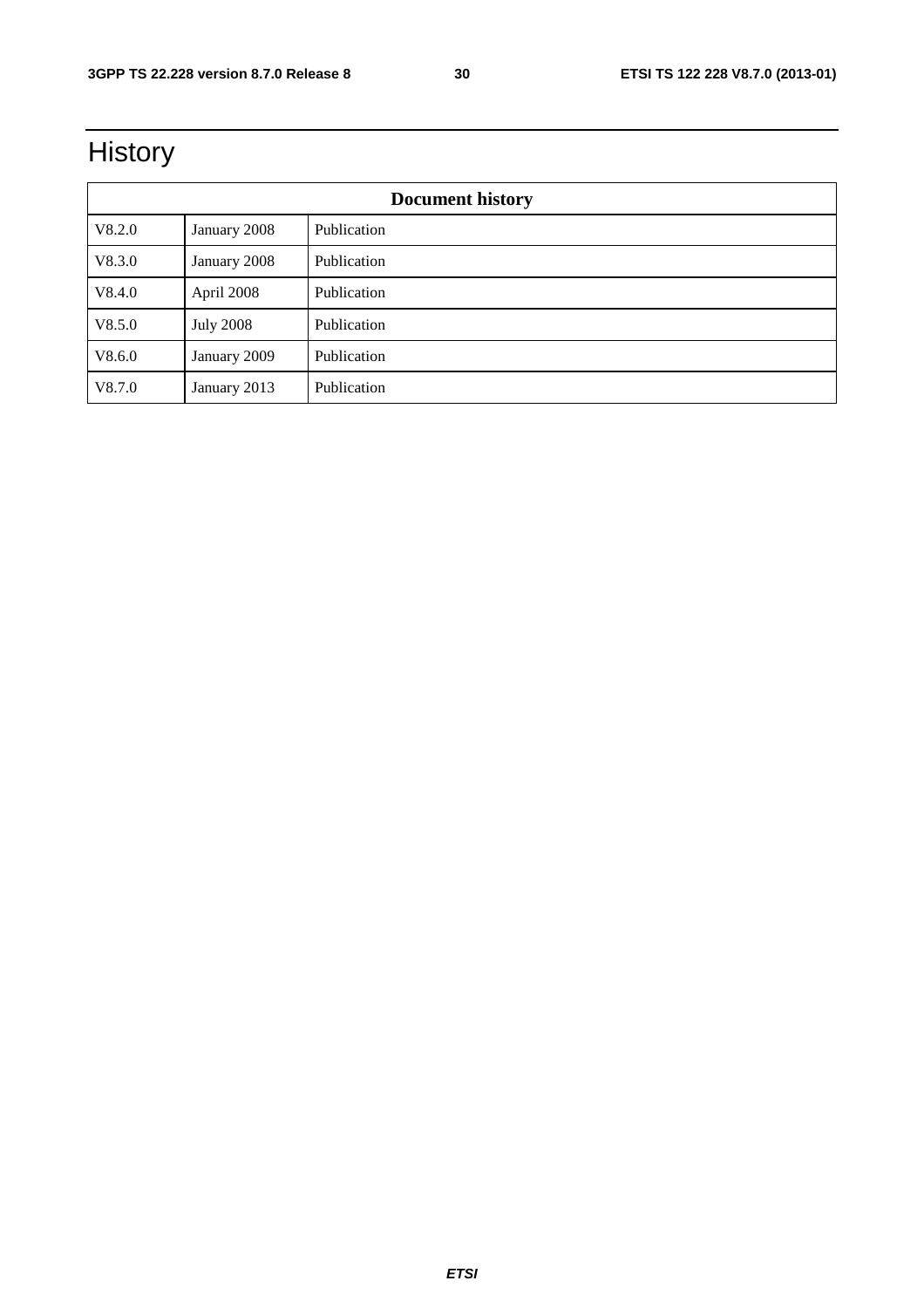# History

| Document history | | |
|---|---|---|
| V8.2.0 | January 2008 | Publication |
| V8.3.0 | January 2008 | Publication |
| V8.4.0 | April 2008 | Publication |
| V8.5.0 | July 2008 | Publication |
| V8.6.0 | January 2009 | Publication |
| V8.7.0 | January 2013 | Publication |